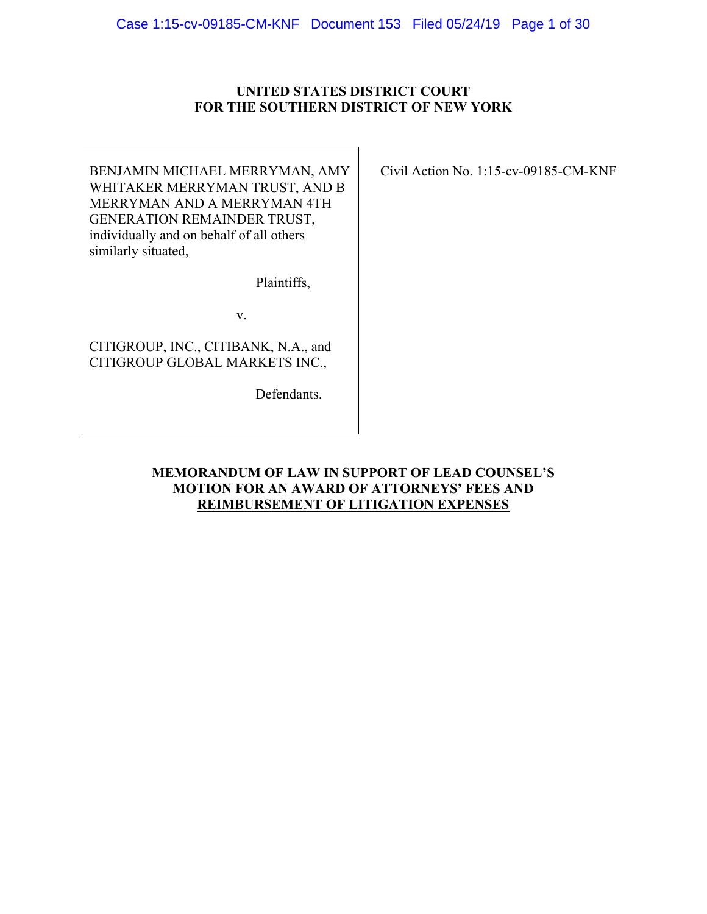**UNITED STATES DISTRICT COURT**
**FOR THE SOUTHERN DISTRICT OF NEW YORK**

| | |
|---|---|
| BENJAMIN MICHAEL MERRYMAN, AMY WHITAKER MERRYMAN TRUST, AND B MERRYMAN AND A MERRYMAN 4TH GENERATION REMAINDER TRUST, individually and on behalf of all others similarly situated,<br><br>Plaintiffs,<br><br>v.<br><br>CITIGROUP, INC., CITIBANK, N.A., and CITIGROUP GLOBAL MARKETS INC.,<br><br>Defendants. | Civil Action No. 1:15-cv-09185-CM-KNF |

**MEMORANDUM OF LAW IN SUPPORT OF LEAD COUNSEL'S MOTION FOR AN AWARD OF ATTORNEYS' FEES AND REIMBURSEMENT OF LITIGATION EXPENSES**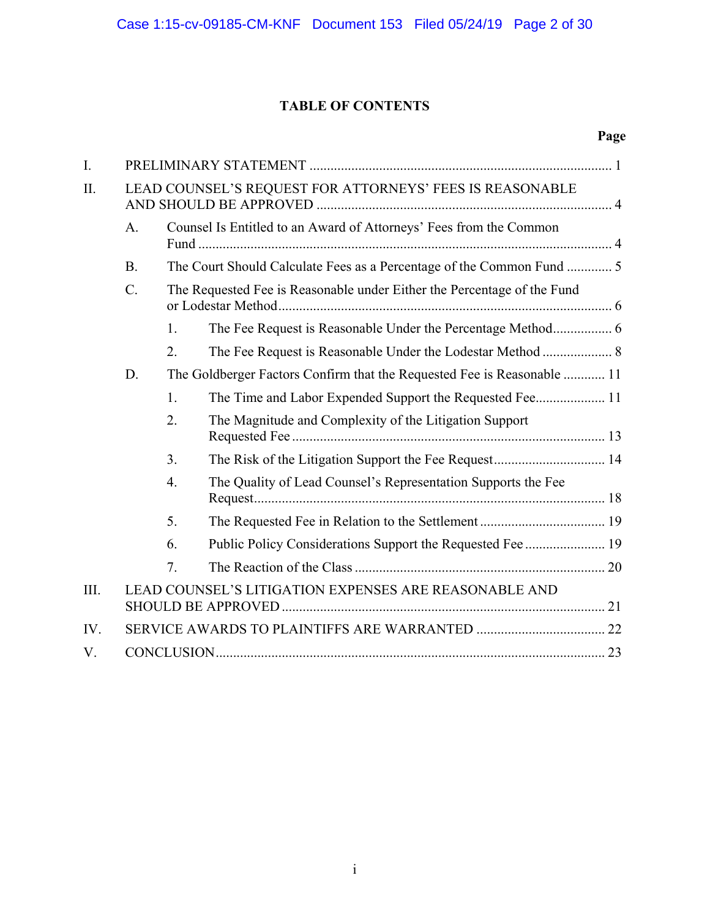# TABLE OF CONTENTS

**Page**

I. PRELIMINARY STATEMENT ........................................................................................ 1

II. LEAD COUNSEL'S REQUEST FOR ATTORNEYS' FEES IS REASONABLE AND SHOULD BE APPROVED ..................................................................................... 4

- A. Counsel Is Entitled to an Award of Attorneys' Fees from the Common Fund ....................................................................................................................... 4
- B. The Court Should Calculate Fees as a Percentage of the Common Fund ............. 5
- C. The Requested Fee is Reasonable under Either the Percentage of the Fund or Lodestar Method................................................................................................ 6
  - 1. The Fee Request is Reasonable Under the Percentage Method................. 6
  - 2. The Fee Request is Reasonable Under the Lodestar Method .................... 8
- D. The Goldberger Factors Confirm that the Requested Fee is Reasonable ............ 11
  - 1. The Time and Labor Expended Support the Requested Fee.................... 11
  - 2. The Magnitude and Complexity of the Litigation Support Requested Fee .......................................................................................... 13
  - 3. The Risk of the Litigation Support the Fee Request................................ 14
  - 4. The Quality of Lead Counsel's Representation Supports the Fee Request..................................................................................................... 18
  - 5. The Requested Fee in Relation to the Settlement .................................... 19
  - 6. Public Policy Considerations Support the Requested Fee ....................... 19
  - 7. The Reaction of the Class ........................................................................ 20

III. LEAD COUNSEL'S LITIGATION EXPENSES ARE REASONABLE AND SHOULD BE APPROVED ............................................................................................ 21

IV. SERVICE AWARDS TO PLAINTIFFS ARE WARRANTED ..................................... 22

V. CONCLUSION................................................................................................................ 23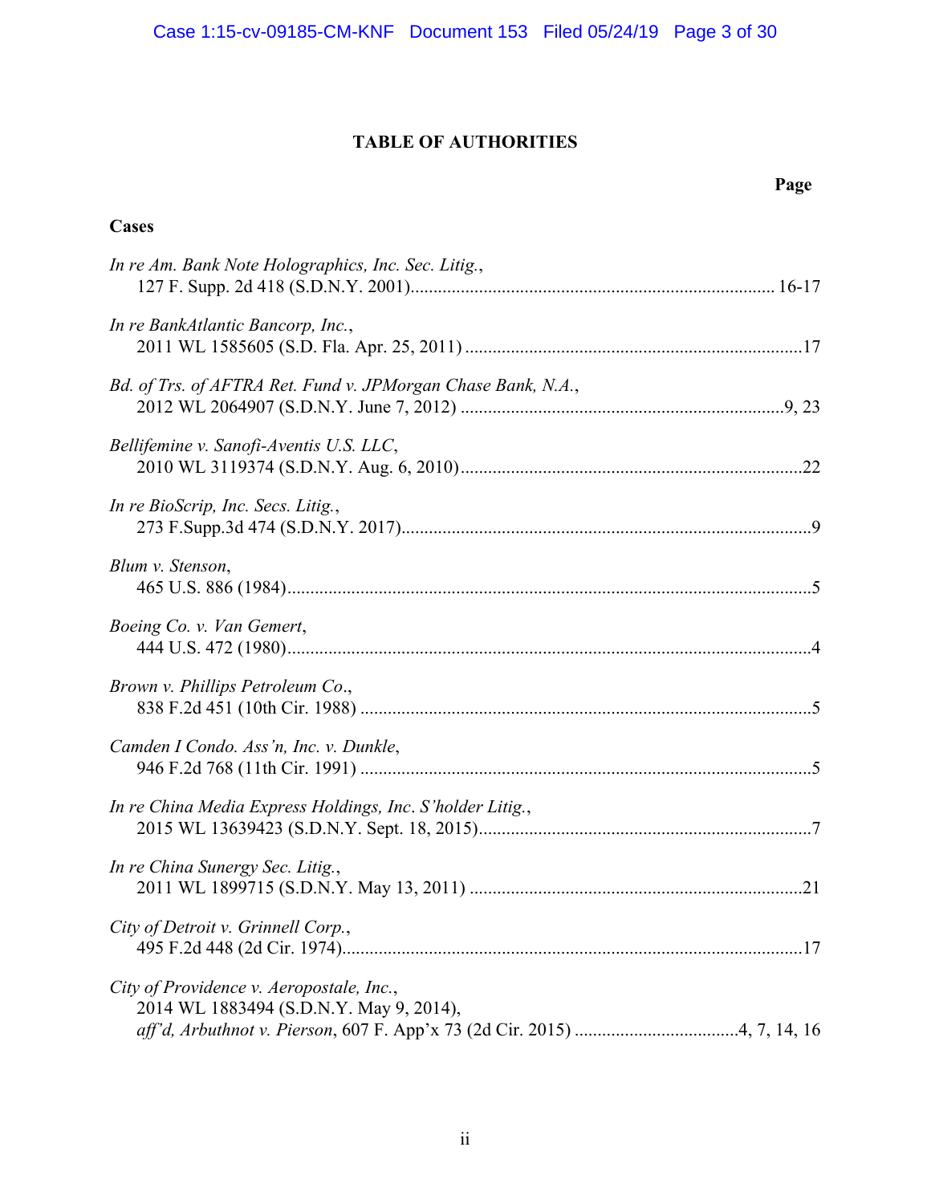# TABLE OF AUTHORITIES

**Page**

**Cases**

*In re Am. Bank Note Holographics, Inc. Sec. Litig.*,
127 F. Supp. 2d 418 (S.D.N.Y. 2001).............................................................................. 16-17

*In re BankAtlantic Bancorp, Inc.*,
2011 WL 1585605 (S.D. Fla. Apr. 25, 2011) ........................................................................17

*Bd. of Trs. of AFTRA Ret. Fund v. JPMorgan Chase Bank, N.A.*,
2012 WL 2064907 (S.D.N.Y. June 7, 2012) ....................................................................9, 23

*Bellifemine v. Sanofi-Aventis U.S. LLC*,
2010 WL 3119374 (S.D.N.Y. Aug. 6, 2010)..........................................................................22

*In re BioScrip, Inc. Secs. Litig.*,
273 F.Supp.3d 474 (S.D.N.Y. 2017)........................................................................................9

*Blum v. Stenson*,
465 U.S. 886 (1984)..................................................................................................................5

*Boeing Co. v. Van Gemert*,
444 U.S. 472 (1980)..................................................................................................................4

*Brown v. Phillips Petroleum Co*.,
838 F.2d 451 (10th Cir. 1988) ..................................................................................................5

*Camden I Condo. Ass'n, Inc. v. Dunkle*,
946 F.2d 768 (11th Cir. 1991) ..................................................................................................5

*In re China Media Express Holdings, Inc. S'holder Litig.*,
2015 WL 13639423 (S.D.N.Y. Sept. 18, 2015).......................................................................7

*In re China Sunergy Sec. Litig.*,
2011 WL 1899715 (S.D.N.Y. May 13, 2011) .......................................................................21

*City of Detroit v. Grinnell Corp.*,
495 F.2d 448 (2d Cir. 1974)....................................................................................................17

*City of Providence v. Aeropostale, Inc.*,
2014 WL 1883494 (S.D.N.Y. May 9, 2014),
*aff'd, Arbuthnot v. Pierson*, 607 F. App'x 73 (2d Cir. 2015) ...................................4, 7, 14, 16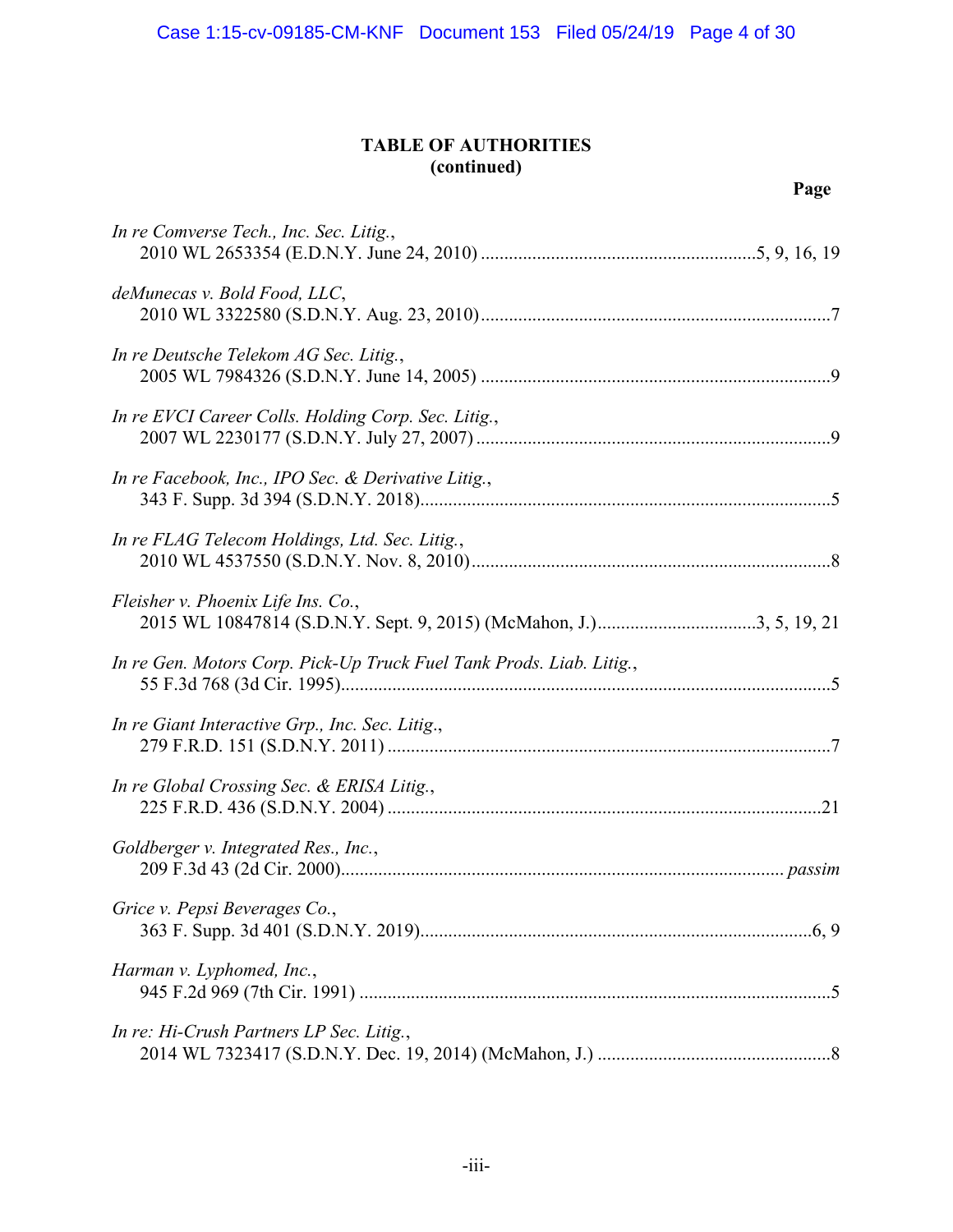**TABLE OF AUTHORITIES**
**(continued)**

**Page**

*In re Comverse Tech., Inc. Sec. Litig.*,
2010 WL 2653354 (E.D.N.Y. June 24, 2010) ....................................................5, 9, 16, 19

*deMunecas v. Bold Food, LLC*,
2010 WL 3322580 (S.D.N.Y. Aug. 23, 2010)..........................................................................7

*In re Deutsche Telekom AG Sec. Litig.*,
2005 WL 7984326 (S.D.N.Y. June 14, 2005) ..........................................................................9

*In re EVCI Career Colls. Holding Corp. Sec. Litig.*,
2007 WL 2230177 (S.D.N.Y. July 27, 2007)...........................................................................9

*In re Facebook, Inc., IPO Sec. & Derivative Litig.*,
343 F. Supp. 3d 394 (S.D.N.Y. 2018).......................................................................................5

*In re FLAG Telecom Holdings, Ltd. Sec. Litig.*,
2010 WL 4537550 (S.D.N.Y. Nov. 8, 2010)............................................................................8

*Fleisher v. Phoenix Life Ins. Co.*,
2015 WL 10847814 (S.D.N.Y. Sept. 9, 2015) (McMahon, J.).................................3, 5, 19, 21

*In re Gen. Motors Corp. Pick-Up Truck Fuel Tank Prods. Liab. Litig.*,
55 F.3d 768 (3d Cir. 1995)........................................................................................................5

*In re Giant Interactive Grp., Inc. Sec. Litig.*,
279 F.R.D. 151 (S.D.N.Y. 2011) ..............................................................................................7

*In re Global Crossing Sec. & ERISA Litig.*,
225 F.R.D. 436 (S.D.N.Y. 2004) ............................................................................................21

*Goldberger v. Integrated Res., Inc.*,
209 F.3d 43 (2d Cir. 2000).............................................................................................. *passim*

*Grice v. Pepsi Beverages Co.*,
363 F. Supp. 3d 401 (S.D.N.Y. 2019)...................................................................................6, 9

*Harman v. Lyphomed, Inc.*,
945 F.2d 969 (7th Cir. 1991) ....................................................................................................5

*In re: Hi-Crush Partners LP Sec. Litig.*,
2014 WL 7323417 (S.D.N.Y. Dec. 19, 2014) (McMahon, J.) .................................................8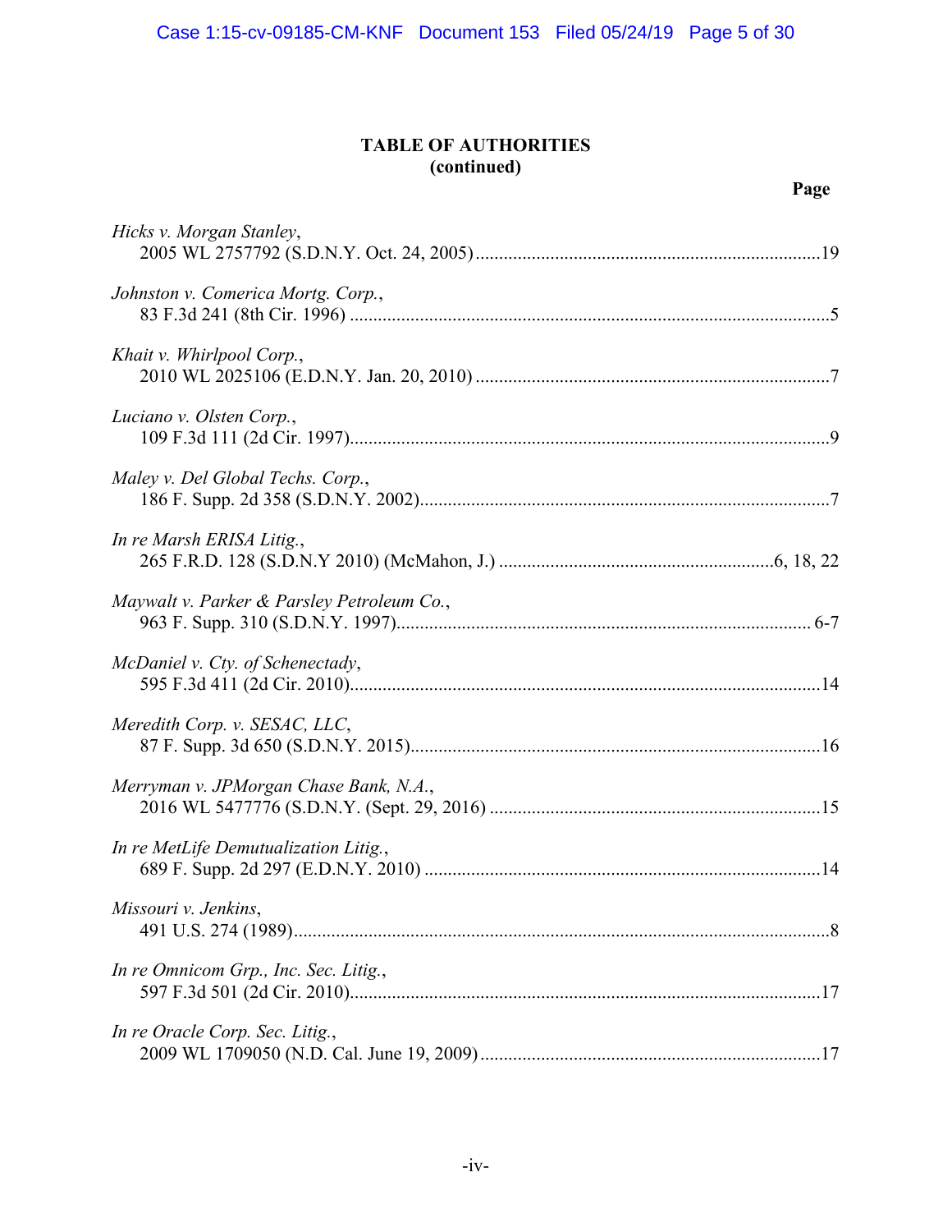## TABLE OF AUTHORITIES
**(continued)**

**Page**

*Hicks v. Morgan Stanley*,
2005 WL 2757792 (S.D.N.Y. Oct. 24, 2005) ..........19

*Johnston v. Comerica Mortg. Corp.*,
83 F.3d 241 (8th Cir. 1996) ..........5

*Khait v. Whirlpool Corp.*,
2010 WL 2025106 (E.D.N.Y. Jan. 20, 2010) ..........7

*Luciano v. Olsten Corp.*,
109 F.3d 111 (2d Cir. 1997)..........9

*Maley v. Del Global Techs. Corp.*,
186 F. Supp. 2d 358 (S.D.N.Y. 2002)..........7

*In re Marsh ERISA Litig.*,
265 F.R.D. 128 (S.D.N.Y 2010) (McMahon, J.) ..........6, 18, 22

*Maywalt v. Parker & Parsley Petroleum Co.*,
963 F. Supp. 310 (S.D.N.Y. 1997).......... 6-7

*McDaniel v. Cty. of Schenectady*,
595 F.3d 411 (2d Cir. 2010)..........14

*Meredith Corp. v. SESAC, LLC*,
87 F. Supp. 3d 650 (S.D.N.Y. 2015)..........16

*Merryman v. JPMorgan Chase Bank, N.A.*,
2016 WL 5477776 (S.D.N.Y. (Sept. 29, 2016) ..........15

*In re MetLife Demutualization Litig.*,
689 F. Supp. 2d 297 (E.D.N.Y. 2010) ..........14

*Missouri v. Jenkins*,
491 U.S. 274 (1989)..........8

*In re Omnicom Grp., Inc. Sec. Litig.*,
597 F.3d 501 (2d Cir. 2010)..........17

*In re Oracle Corp. Sec. Litig.*,
2009 WL 1709050 (N.D. Cal. June 19, 2009)..........17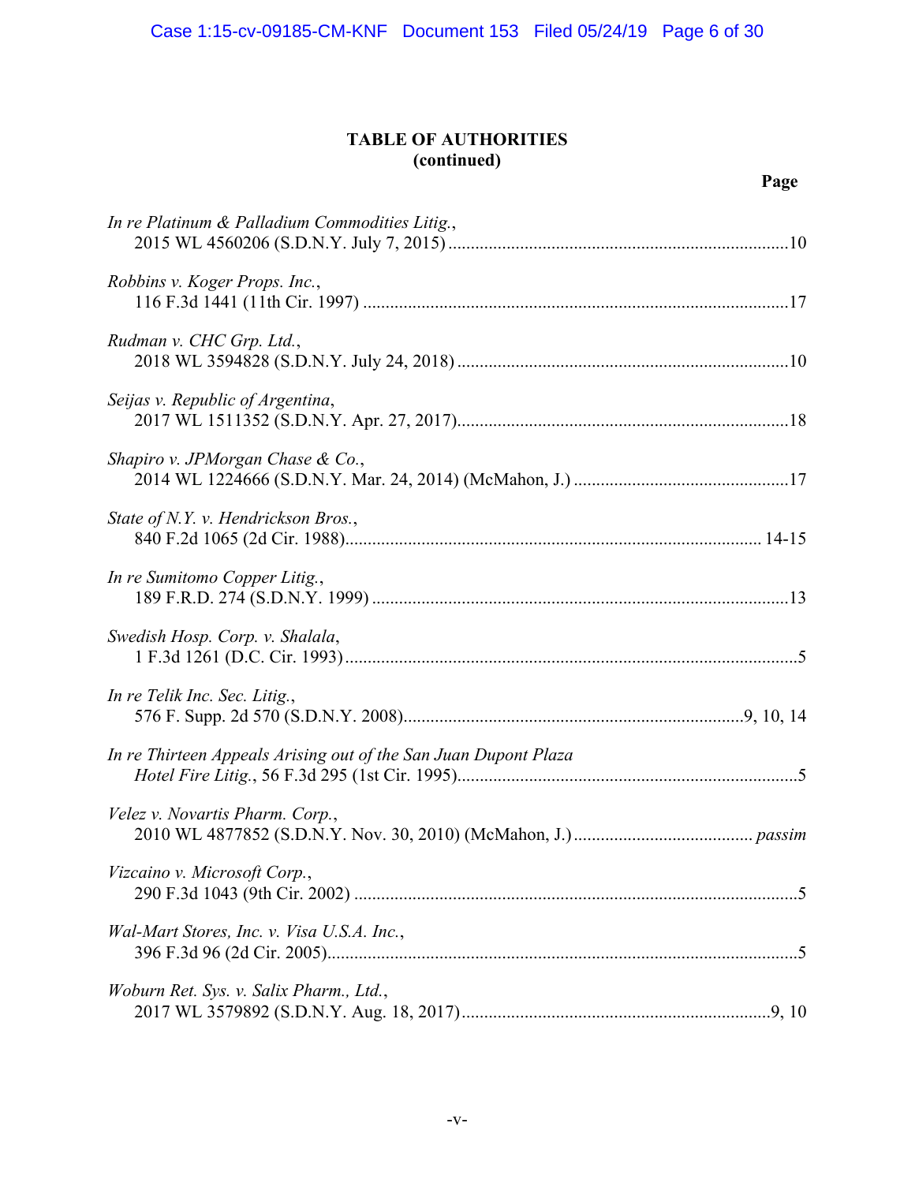**TABLE OF AUTHORITIES**
**(continued)**

**Page**

*In re Platinum & Palladium Commodities Litig.*,
2015 WL 4560206 (S.D.N.Y. July 7, 2015) ....................................................................10

*Robbins v. Koger Props. Inc.*,
116 F.3d 1441 (11th Cir. 1997) ........................................................................................17

*Rudman v. CHC Grp. Ltd.*,
2018 WL 3594828 (S.D.N.Y. July 24, 2018) ..................................................................10

*Seijas v. Republic of Argentina*,
2017 WL 1511352 (S.D.N.Y. Apr. 27, 2017)..................................................................18

*Shapiro v. JPMorgan Chase & Co.*,
2014 WL 1224666 (S.D.N.Y. Mar. 24, 2014) (McMahon, J.) ..........................................17

*State of N.Y. v. Hendrickson Bros.*,
840 F.2d 1065 (2d Cir. 1988)...................................................................................... 14-15

*In re Sumitomo Copper Litig.*,
189 F.R.D. 274 (S.D.N.Y. 1999) ......................................................................................13

*Swedish Hosp. Corp. v. Shalala*,
1 F.3d 1261 (D.C. Cir. 1993)..............................................................................................5

*In re Telik Inc. Sec. Litig.*,
576 F. Supp. 2d 570 (S.D.N.Y. 2008)....................................................................9, 10, 14

*In re Thirteen Appeals Arising out of the San Juan Dupont Plaza Hotel Fire Litig.*, 56 F.3d 295 (1st Cir. 1995)....................................................................5

*Velez v. Novartis Pharm. Corp.*,
2010 WL 4877852 (S.D.N.Y. Nov. 30, 2010) (McMahon, J.) ..................................... *passim*

*Vizcaino v. Microsoft Corp.*,
290 F.3d 1043 (9th Cir. 2002) ............................................................................................5

*Wal-Mart Stores, Inc. v. Visa U.S.A. Inc.*,
396 F.3d 96 (2d Cir. 2005)..................................................................................................5

*Woburn Ret. Sys. v. Salix Pharm., Ltd.*,
2017 WL 3579892 (S.D.N.Y. Aug. 18, 2017)...............................................................9, 10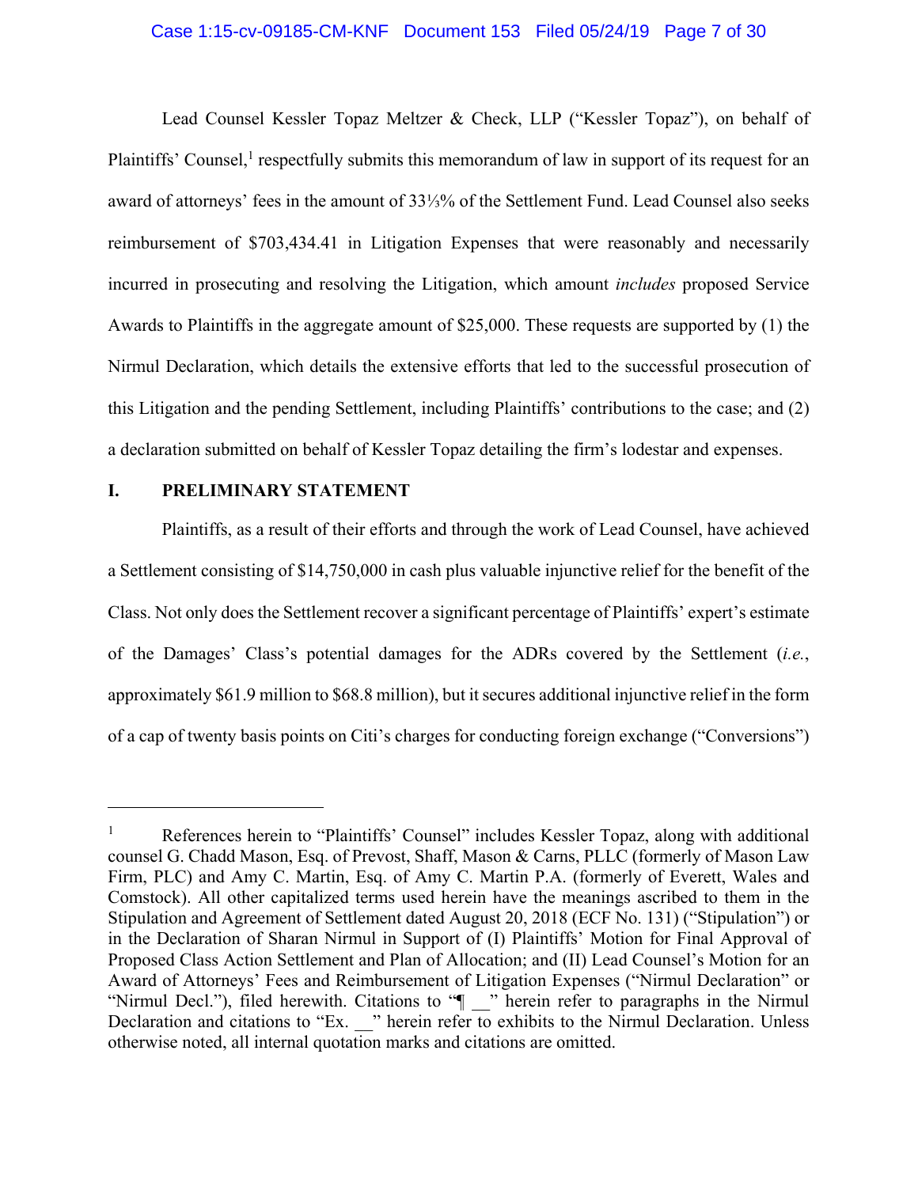Lead Counsel Kessler Topaz Meltzer & Check, LLP ("Kessler Topaz"), on behalf of Plaintiffs' Counsel,[1] respectfully submits this memorandum of law in support of its request for an award of attorneys' fees in the amount of 33⅓% of the Settlement Fund. Lead Counsel also seeks reimbursement of $703,434.41 in Litigation Expenses that were reasonably and necessarily incurred in prosecuting and resolving the Litigation, which amount *includes* proposed Service Awards to Plaintiffs in the aggregate amount of $25,000. These requests are supported by (1) the Nirmul Declaration, which details the extensive efforts that led to the successful prosecution of this Litigation and the pending Settlement, including Plaintiffs' contributions to the case; and (2) a declaration submitted on behalf of Kessler Topaz detailing the firm's lodestar and expenses.

## I. PRELIMINARY STATEMENT

Plaintiffs, as a result of their efforts and through the work of Lead Counsel, have achieved a Settlement consisting of $14,750,000 in cash plus valuable injunctive relief for the benefit of the Class. Not only does the Settlement recover a significant percentage of Plaintiffs' expert's estimate of the Damages' Class's potential damages for the ADRs covered by the Settlement (*i.e.*, approximately $61.9 million to $68.8 million), but it secures additional injunctive relief in the form of a cap of twenty basis points on Citi's charges for conducting foreign exchange ("Conversions")

---

[1] References herein to "Plaintiffs' Counsel" includes Kessler Topaz, along with additional counsel G. Chadd Mason, Esq. of Prevost, Shaff, Mason & Carns, PLLC (formerly of Mason Law Firm, PLC) and Amy C. Martin, Esq. of Amy C. Martin P.A. (formerly of Everett, Wales and Comstock). All other capitalized terms used herein have the meanings ascribed to them in the Stipulation and Agreement of Settlement dated August 20, 2018 (ECF No. 131) ("Stipulation") or in the Declaration of Sharan Nirmul in Support of (I) Plaintiffs' Motion for Final Approval of Proposed Class Action Settlement and Plan of Allocation; and (II) Lead Counsel's Motion for an Award of Attorneys' Fees and Reimbursement of Litigation Expenses ("Nirmul Declaration" or "Nirmul Decl."), filed herewith. Citations to "¶ __" herein refer to paragraphs in the Nirmul Declaration and citations to "Ex. __" herein refer to exhibits to the Nirmul Declaration. Unless otherwise noted, all internal quotation marks and citations are omitted.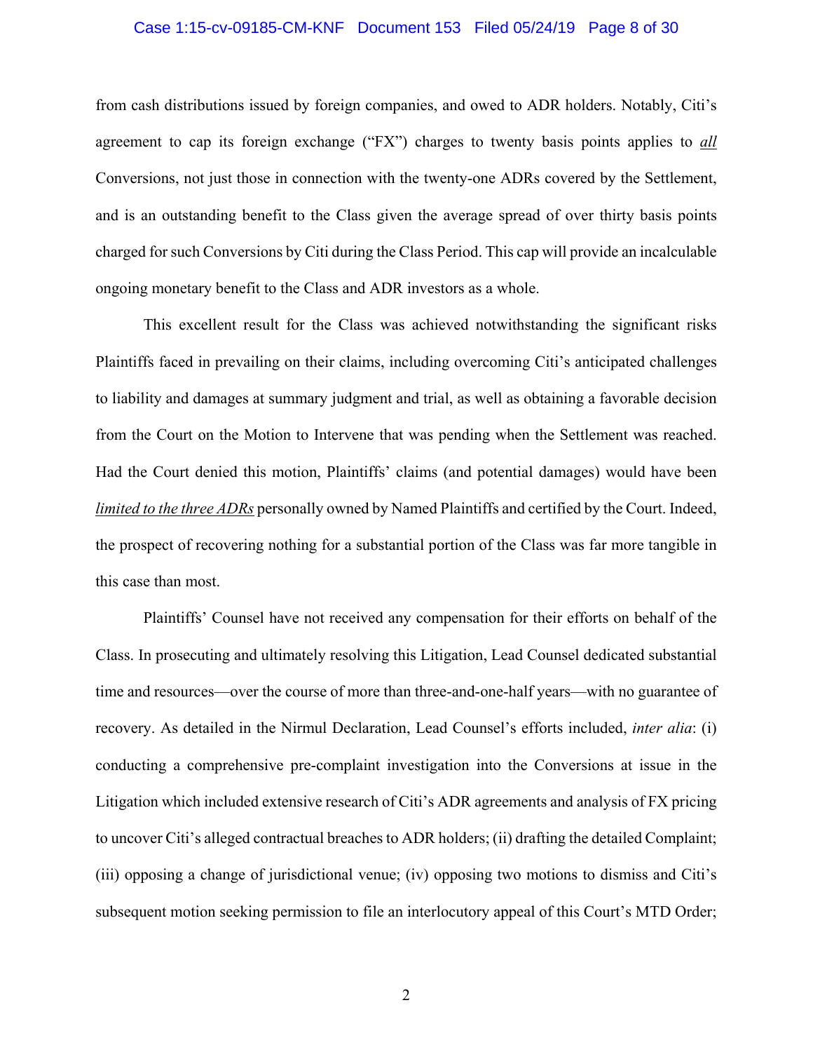from cash distributions issued by foreign companies, and owed to ADR holders. Notably, Citi's agreement to cap its foreign exchange ("FX") charges to twenty basis points applies to <u>*all*</u> Conversions, not just those in connection with the twenty-one ADRs covered by the Settlement, and is an outstanding benefit to the Class given the average spread of over thirty basis points charged for such Conversions by Citi during the Class Period. This cap will provide an incalculable ongoing monetary benefit to the Class and ADR investors as a whole.

This excellent result for the Class was achieved notwithstanding the significant risks Plaintiffs faced in prevailing on their claims, including overcoming Citi's anticipated challenges to liability and damages at summary judgment and trial, as well as obtaining a favorable decision from the Court on the Motion to Intervene that was pending when the Settlement was reached. Had the Court denied this motion, Plaintiffs' claims (and potential damages) would have been <u>*limited to the three ADRs*</u> personally owned by Named Plaintiffs and certified by the Court. Indeed, the prospect of recovering nothing for a substantial portion of the Class was far more tangible in this case than most.

Plaintiffs' Counsel have not received any compensation for their efforts on behalf of the Class. In prosecuting and ultimately resolving this Litigation, Lead Counsel dedicated substantial time and resources—over the course of more than three-and-one-half years—with no guarantee of recovery. As detailed in the Nirmul Declaration, Lead Counsel's efforts included, *inter alia*: (i) conducting a comprehensive pre-complaint investigation into the Conversions at issue in the Litigation which included extensive research of Citi's ADR agreements and analysis of FX pricing to uncover Citi's alleged contractual breaches to ADR holders; (ii) drafting the detailed Complaint; (iii) opposing a change of jurisdictional venue; (iv) opposing two motions to dismiss and Citi's subsequent motion seeking permission to file an interlocutory appeal of this Court's MTD Order;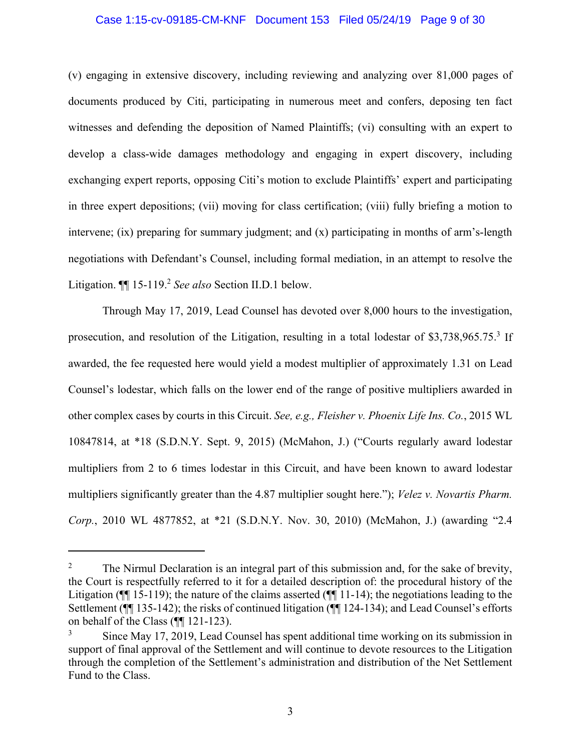(v) engaging in extensive discovery, including reviewing and analyzing over 81,000 pages of documents produced by Citi, participating in numerous meet and confers, deposing ten fact witnesses and defending the deposition of Named Plaintiffs; (vi) consulting with an expert to develop a class-wide damages methodology and engaging in expert discovery, including exchanging expert reports, opposing Citi's motion to exclude Plaintiffs' expert and participating in three expert depositions; (vii) moving for class certification; (viii) fully briefing a motion to intervene; (ix) preparing for summary judgment; and (x) participating in months of arm's-length negotiations with Defendant's Counsel, including formal mediation, in an attempt to resolve the Litigation. ¶¶ 15-119.[2] *See also* Section II.D.1 below.

Through May 17, 2019, Lead Counsel has devoted over 8,000 hours to the investigation, prosecution, and resolution of the Litigation, resulting in a total lodestar of $3,738,965.75.[3] If awarded, the fee requested here would yield a modest multiplier of approximately 1.31 on Lead Counsel's lodestar, which falls on the lower end of the range of positive multipliers awarded in other complex cases by courts in this Circuit. *See, e.g., Fleisher v. Phoenix Life Ins. Co.*, 2015 WL 10847814, at *18 (S.D.N.Y. Sept. 9, 2015) (McMahon, J.) ("Courts regularly award lodestar multipliers from 2 to 6 times lodestar in this Circuit, and have been known to award lodestar multipliers significantly greater than the 4.87 multiplier sought here."); *Velez v. Novartis Pharm. Corp.*, 2010 WL 4877852, at *21 (S.D.N.Y. Nov. 30, 2010) (McMahon, J.) (awarding "2.4

---

[2] The Nirmul Declaration is an integral part of this submission and, for the sake of brevity, the Court is respectfully referred to it for a detailed description of: the procedural history of the Litigation (¶¶ 15-119); the nature of the claims asserted (¶¶ 11-14); the negotiations leading to the Settlement (¶¶ 135-142); the risks of continued litigation (¶¶ 124-134); and Lead Counsel's efforts on behalf of the Class (¶¶ 121-123).

[3] Since May 17, 2019, Lead Counsel has spent additional time working on its submission in support of final approval of the Settlement and will continue to devote resources to the Litigation through the completion of the Settlement's administration and distribution of the Net Settlement Fund to the Class.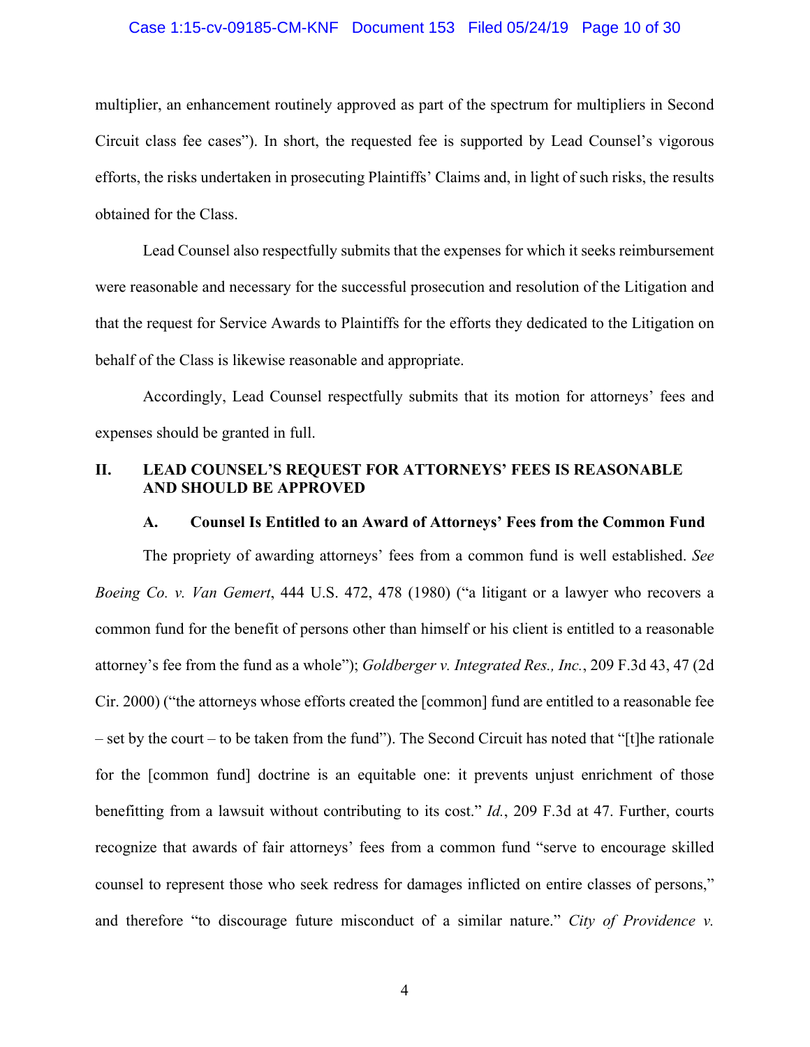multiplier, an enhancement routinely approved as part of the spectrum for multipliers in Second Circuit class fee cases"). In short, the requested fee is supported by Lead Counsel's vigorous efforts, the risks undertaken in prosecuting Plaintiffs' Claims and, in light of such risks, the results obtained for the Class.

Lead Counsel also respectfully submits that the expenses for which it seeks reimbursement were reasonable and necessary for the successful prosecution and resolution of the Litigation and that the request for Service Awards to Plaintiffs for the efforts they dedicated to the Litigation on behalf of the Class is likewise reasonable and appropriate.

Accordingly, Lead Counsel respectfully submits that its motion for attorneys' fees and expenses should be granted in full.

## II. LEAD COUNSEL'S REQUEST FOR ATTORNEYS' FEES IS REASONABLE AND SHOULD BE APPROVED

### A. Counsel Is Entitled to an Award of Attorneys' Fees from the Common Fund

The propriety of awarding attorneys' fees from a common fund is well established. *See Boeing Co. v. Van Gemert*, 444 U.S. 472, 478 (1980) ("a litigant or a lawyer who recovers a common fund for the benefit of persons other than himself or his client is entitled to a reasonable attorney's fee from the fund as a whole"); *Goldberger v. Integrated Res., Inc.*, 209 F.3d 43, 47 (2d Cir. 2000) ("the attorneys whose efforts created the [common] fund are entitled to a reasonable fee – set by the court – to be taken from the fund"). The Second Circuit has noted that "[t]he rationale for the [common fund] doctrine is an equitable one: it prevents unjust enrichment of those benefitting from a lawsuit without contributing to its cost." *Id.*, 209 F.3d at 47. Further, courts recognize that awards of fair attorneys' fees from a common fund "serve to encourage skilled counsel to represent those who seek redress for damages inflicted on entire classes of persons," and therefore "to discourage future misconduct of a similar nature." *City of Providence v.*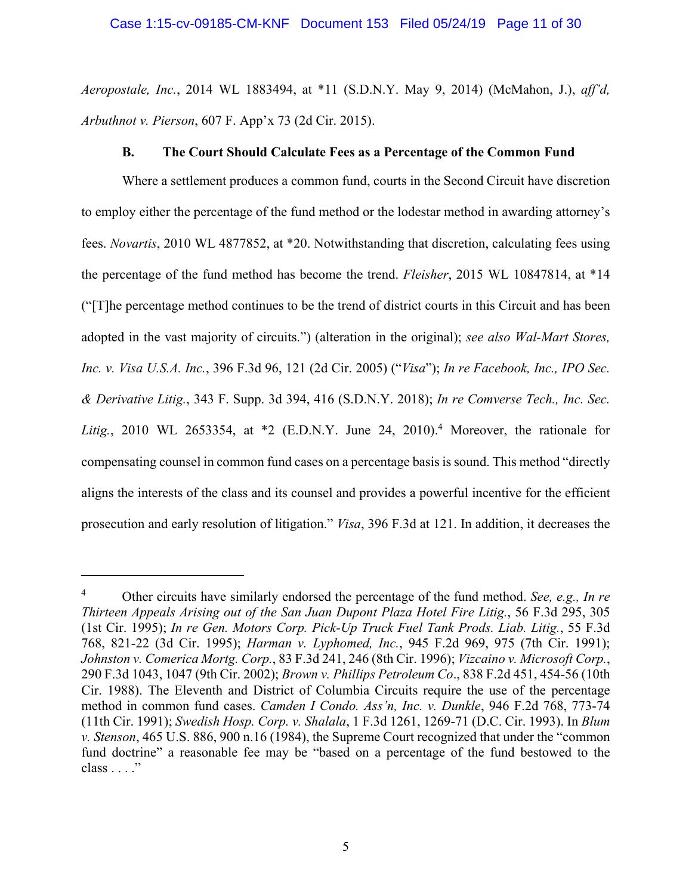*Aeropostale, Inc.*, 2014 WL 1883494, at *11 (S.D.N.Y. May 9, 2014) (McMahon, J.), *aff'd, Arbuthnot v. Pierson*, 607 F. App'x 73 (2d Cir. 2015).

### B. The Court Should Calculate Fees as a Percentage of the Common Fund

Where a settlement produces a common fund, courts in the Second Circuit have discretion to employ either the percentage of the fund method or the lodestar method in awarding attorney's fees. *Novartis*, 2010 WL 4877852, at *20. Notwithstanding that discretion, calculating fees using the percentage of the fund method has become the trend. *Fleisher*, 2015 WL 10847814, at *14 ("[T]he percentage method continues to be the trend of district courts in this Circuit and has been adopted in the vast majority of circuits.") (alteration in the original); *see also Wal-Mart Stores, Inc. v. Visa U.S.A. Inc.*, 396 F.3d 96, 121 (2d Cir. 2005) ("*Visa*"); *In re Facebook, Inc., IPO Sec. & Derivative Litig.*, 343 F. Supp. 3d 394, 416 (S.D.N.Y. 2018); *In re Comverse Tech., Inc. Sec. Litig.*, 2010 WL 2653354, at *2 (E.D.N.Y. June 24, 2010).[4] Moreover, the rationale for compensating counsel in common fund cases on a percentage basis is sound. This method "directly aligns the interests of the class and its counsel and provides a powerful incentive for the efficient prosecution and early resolution of litigation." *Visa*, 396 F.3d at 121. In addition, it decreases the

---

[4] Other circuits have similarly endorsed the percentage of the fund method. *See, e.g., In re Thirteen Appeals Arising out of the San Juan Dupont Plaza Hotel Fire Litig.*, 56 F.3d 295, 305 (1st Cir. 1995); *In re Gen. Motors Corp. Pick-Up Truck Fuel Tank Prods. Liab. Litig.*, 55 F.3d 768, 821-22 (3d Cir. 1995); *Harman v. Lyphomed, Inc.*, 945 F.2d 969, 975 (7th Cir. 1991); *Johnston v. Comerica Mortg. Corp.*, 83 F.3d 241, 246 (8th Cir. 1996); *Vizcaino v. Microsoft Corp.*, 290 F.3d 1043, 1047 (9th Cir. 2002); *Brown v. Phillips Petroleum Co*., 838 F.2d 451, 454-56 (10th Cir. 1988). The Eleventh and District of Columbia Circuits require the use of the percentage method in common fund cases. *Camden I Condo. Ass'n, Inc. v. Dunkle*, 946 F.2d 768, 773-74 (11th Cir. 1991); *Swedish Hosp. Corp. v. Shalala*, 1 F.3d 1261, 1269-71 (D.C. Cir. 1993). In *Blum v. Stenson*, 465 U.S. 886, 900 n.16 (1984), the Supreme Court recognized that under the "common fund doctrine" a reasonable fee may be "based on a percentage of the fund bestowed to the class . . . ."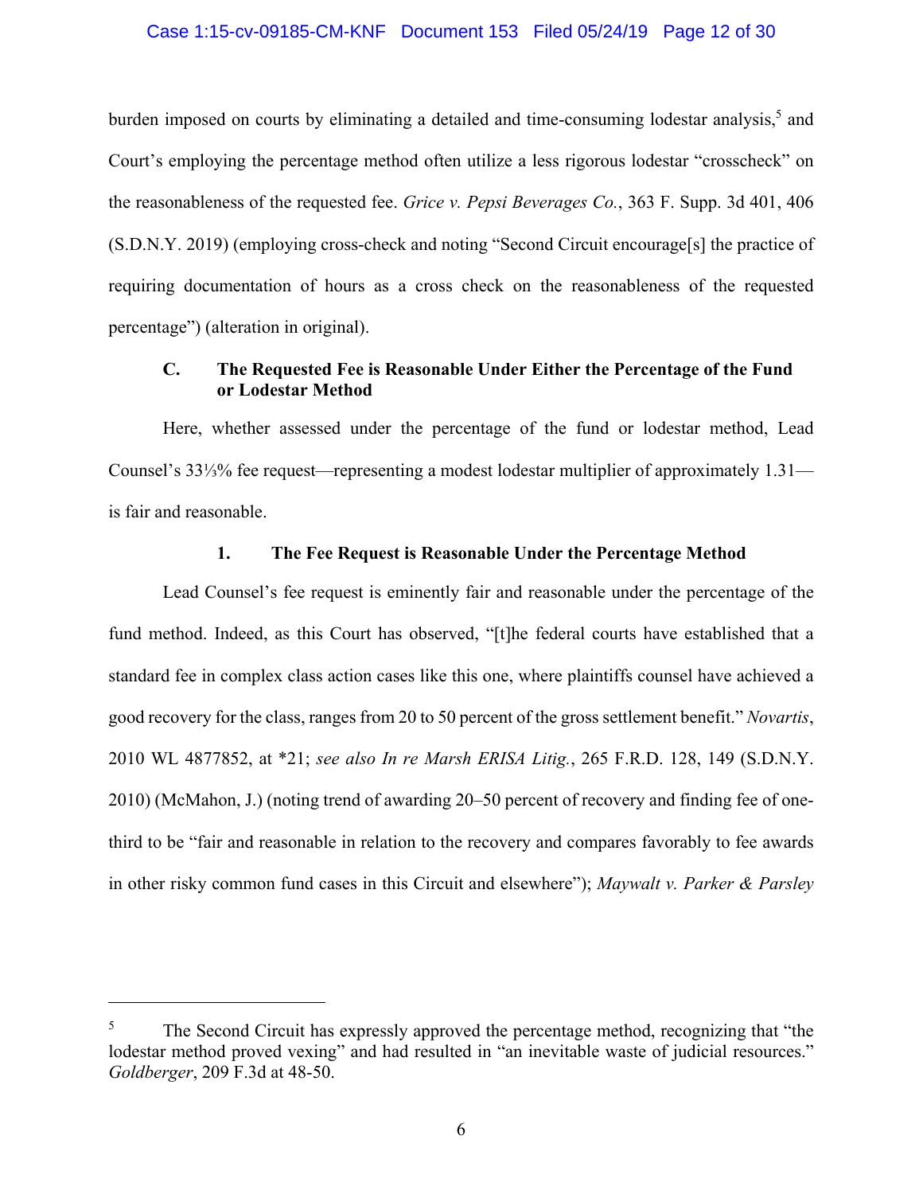burden imposed on courts by eliminating a detailed and time-consuming lodestar analysis,[5] and Court's employing the percentage method often utilize a less rigorous lodestar "crosscheck" on the reasonableness of the requested fee. *Grice v. Pepsi Beverages Co.*, 363 F. Supp. 3d 401, 406 (S.D.N.Y. 2019) (employing cross-check and noting "Second Circuit encourage[s] the practice of requiring documentation of hours as a cross check on the reasonableness of the requested percentage") (alteration in original).

### C. The Requested Fee is Reasonable Under Either the Percentage of the Fund or Lodestar Method

Here, whether assessed under the percentage of the fund or lodestar method, Lead Counsel's 33⅓% fee request—representing a modest lodestar multiplier of approximately 1.31—is fair and reasonable.

#### 1. The Fee Request is Reasonable Under the Percentage Method

Lead Counsel's fee request is eminently fair and reasonable under the percentage of the fund method. Indeed, as this Court has observed, "[t]he federal courts have established that a standard fee in complex class action cases like this one, where plaintiffs counsel have achieved a good recovery for the class, ranges from 20 to 50 percent of the gross settlement benefit." *Novartis*, 2010 WL 4877852, at *21; *see also In re Marsh ERISA Litig.*, 265 F.R.D. 128, 149 (S.D.N.Y. 2010) (McMahon, J.) (noting trend of awarding 20–50 percent of recovery and finding fee of one-third to be "fair and reasonable in relation to the recovery and compares favorably to fee awards in other risky common fund cases in this Circuit and elsewhere"); *Maywalt v. Parker & Parsley*

---

[5] The Second Circuit has expressly approved the percentage method, recognizing that "the lodestar method proved vexing" and had resulted in "an inevitable waste of judicial resources." *Goldberger*, 209 F.3d at 48-50.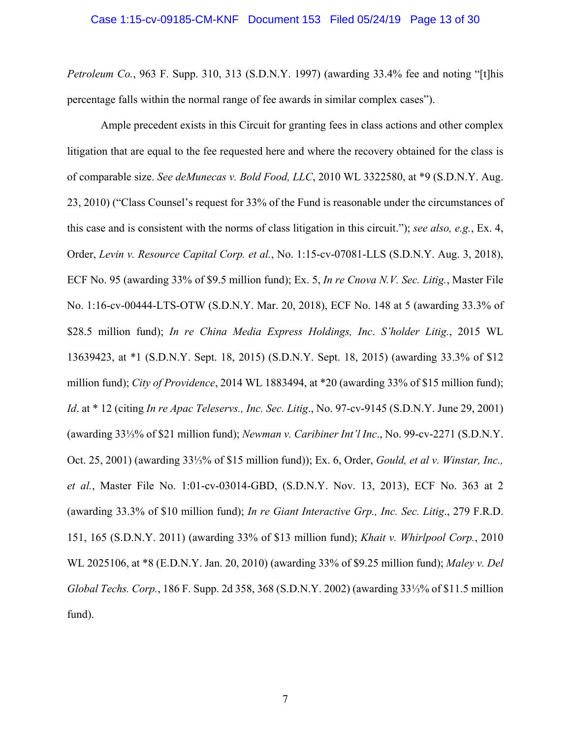*Petroleum Co.*, 963 F. Supp. 310, 313 (S.D.N.Y. 1997) (awarding 33.4% fee and noting "[t]his percentage falls within the normal range of fee awards in similar complex cases").

Ample precedent exists in this Circuit for granting fees in class actions and other complex litigation that are equal to the fee requested here and where the recovery obtained for the class is of comparable size. *See deMunecas v. Bold Food, LLC*, 2010 WL 3322580, at *9 (S.D.N.Y. Aug. 23, 2010) ("Class Counsel's request for 33% of the Fund is reasonable under the circumstances of this case and is consistent with the norms of class litigation in this circuit."); *see also, e.g.*, Ex. 4, Order, *Levin v. Resource Capital Corp. et al.*, No. 1:15-cv-07081-LLS (S.D.N.Y. Aug. 3, 2018), ECF No. 95 (awarding 33% of $9.5 million fund); Ex. 5, *In re Cnova N.V. Sec. Litig.*, Master File No. 1:16-cv-00444-LTS-OTW (S.D.N.Y. Mar. 20, 2018), ECF No. 148 at 5 (awarding 33.3% of $28.5 million fund); *In re China Media Express Holdings, Inc. S'holder Litig.*, 2015 WL 13639423, at *1 (S.D.N.Y. Sept. 18, 2015) (S.D.N.Y. Sept. 18, 2015) (awarding 33.3% of $12 million fund); *City of Providence*, 2014 WL 1883494, at *20 (awarding 33% of $15 million fund); *Id*. at * 12 (citing *In re Apac Teleservs., Inc. Sec. Litig*., No. 97-cv-9145 (S.D.N.Y. June 29, 2001) (awarding 33⅓% of $21 million fund); *Newman v. Caribiner Int'l Inc*., No. 99-cv-2271 (S.D.N.Y. Oct. 25, 2001) (awarding 33⅓% of $15 million fund)); Ex. 6, Order, *Gould, et al v. Winstar, Inc., et al.*, Master File No. 1:01-cv-03014-GBD, (S.D.N.Y. Nov. 13, 2013), ECF No. 363 at 2 (awarding 33.3% of $10 million fund); *In re Giant Interactive Grp., Inc. Sec. Litig*., 279 F.R.D. 151, 165 (S.D.N.Y. 2011) (awarding 33% of $13 million fund); *Khait v. Whirlpool Corp.*, 2010 WL 2025106, at *8 (E.D.N.Y. Jan. 20, 2010) (awarding 33% of $9.25 million fund); *Maley v. Del Global Techs. Corp.*, 186 F. Supp. 2d 358, 368 (S.D.N.Y. 2002) (awarding 33⅓% of $11.5 million fund).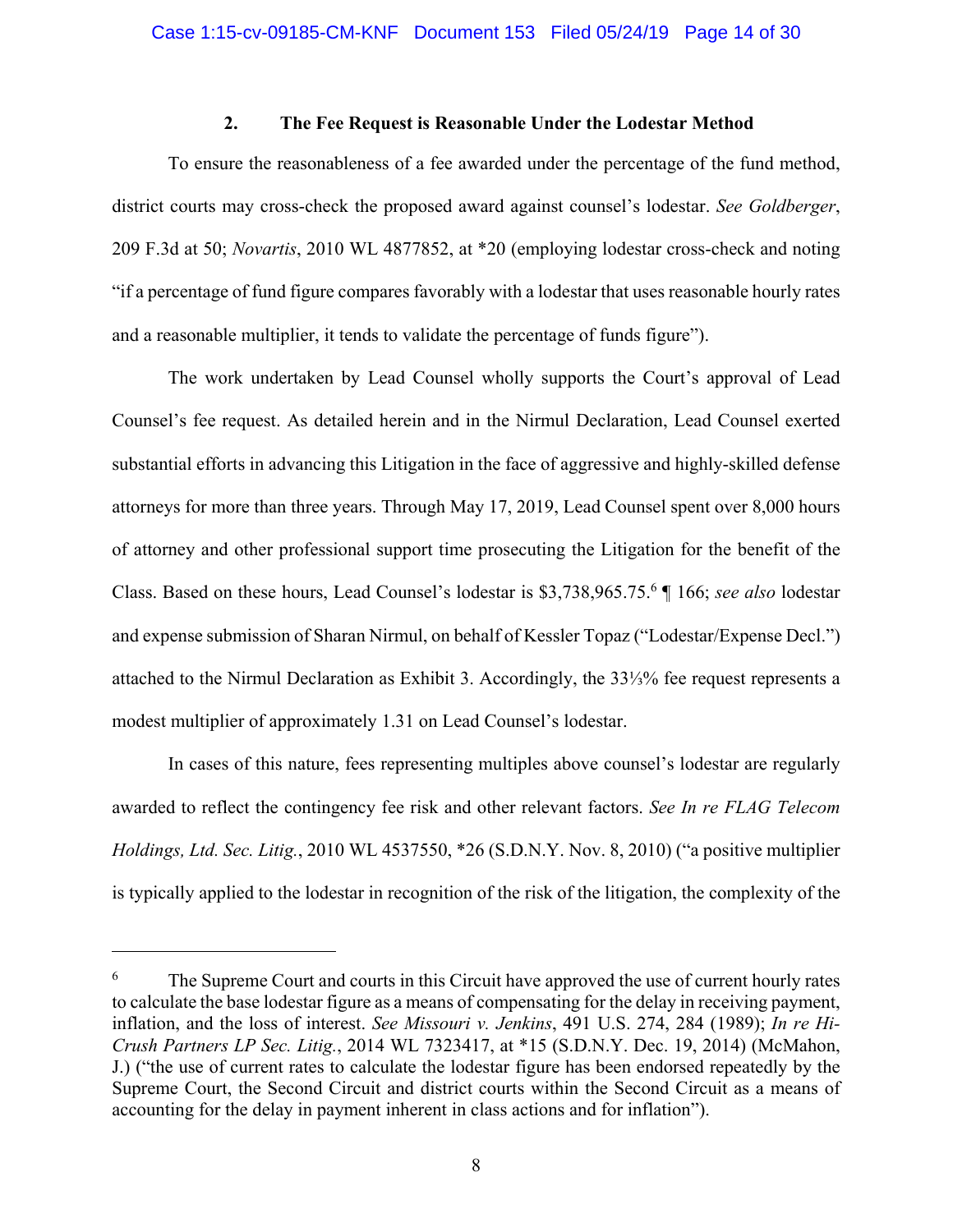### 2. The Fee Request is Reasonable Under the Lodestar Method

To ensure the reasonableness of a fee awarded under the percentage of the fund method, district courts may cross-check the proposed award against counsel's lodestar. *See Goldberger*, 209 F.3d at 50; *Novartis*, 2010 WL 4877852, at *20 (employing lodestar cross-check and noting "if a percentage of fund figure compares favorably with a lodestar that uses reasonable hourly rates and a reasonable multiplier, it tends to validate the percentage of funds figure").

The work undertaken by Lead Counsel wholly supports the Court's approval of Lead Counsel's fee request. As detailed herein and in the Nirmul Declaration, Lead Counsel exerted substantial efforts in advancing this Litigation in the face of aggressive and highly-skilled defense attorneys for more than three years. Through May 17, 2019, Lead Counsel spent over 8,000 hours of attorney and other professional support time prosecuting the Litigation for the benefit of the Class. Based on these hours, Lead Counsel's lodestar is $3,738,965.75.[6] ¶ 166; *see also* lodestar and expense submission of Sharan Nirmul, on behalf of Kessler Topaz ("Lodestar/Expense Decl.") attached to the Nirmul Declaration as Exhibit 3. Accordingly, the 33⅓% fee request represents a modest multiplier of approximately 1.31 on Lead Counsel's lodestar.

In cases of this nature, fees representing multiples above counsel's lodestar are regularly awarded to reflect the contingency fee risk and other relevant factors. *See In re FLAG Telecom Holdings, Ltd. Sec. Litig.*, 2010 WL 4537550, *26 (S.D.N.Y. Nov. 8, 2010) ("a positive multiplier is typically applied to the lodestar in recognition of the risk of the litigation, the complexity of the

---

[6] The Supreme Court and courts in this Circuit have approved the use of current hourly rates to calculate the base lodestar figure as a means of compensating for the delay in receiving payment, inflation, and the loss of interest. *See Missouri v. Jenkins*, 491 U.S. 274, 284 (1989); *In re Hi-Crush Partners LP Sec. Litig.*, 2014 WL 7323417, at *15 (S.D.N.Y. Dec. 19, 2014) (McMahon, J.) ("the use of current rates to calculate the lodestar figure has been endorsed repeatedly by the Supreme Court, the Second Circuit and district courts within the Second Circuit as a means of accounting for the delay in payment inherent in class actions and for inflation").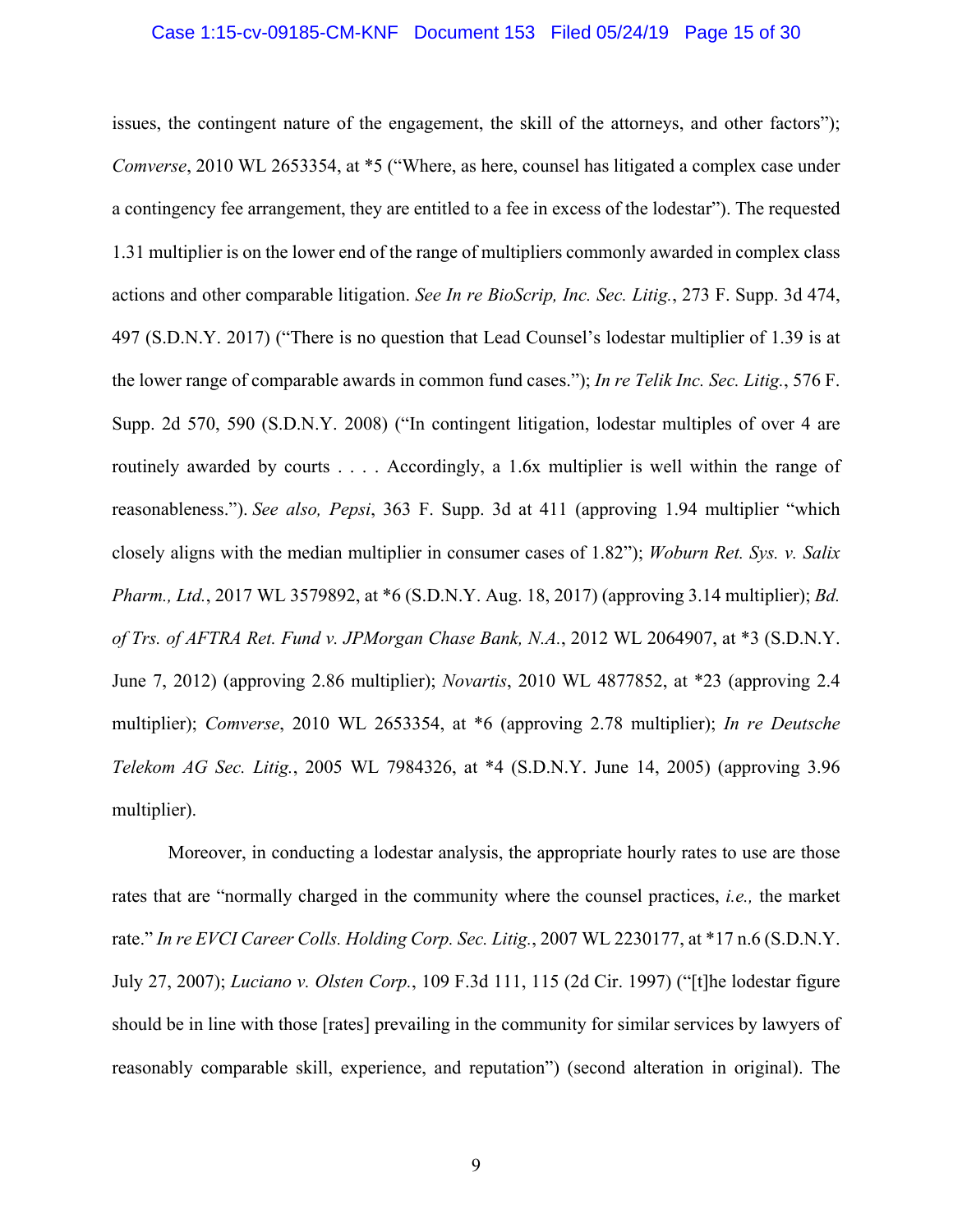issues, the contingent nature of the engagement, the skill of the attorneys, and other factors"); *Comverse*, 2010 WL 2653354, at *5 ("Where, as here, counsel has litigated a complex case under a contingency fee arrangement, they are entitled to a fee in excess of the lodestar"). The requested 1.31 multiplier is on the lower end of the range of multipliers commonly awarded in complex class actions and other comparable litigation. *See In re BioScrip, Inc. Sec. Litig.*, 273 F. Supp. 3d 474, 497 (S.D.N.Y. 2017) ("There is no question that Lead Counsel's lodestar multiplier of 1.39 is at the lower range of comparable awards in common fund cases."); *In re Telik Inc. Sec. Litig.*, 576 F. Supp. 2d 570, 590 (S.D.N.Y. 2008) ("In contingent litigation, lodestar multiples of over 4 are routinely awarded by courts . . . . Accordingly, a 1.6x multiplier is well within the range of reasonableness."). *See also, Pepsi*, 363 F. Supp. 3d at 411 (approving 1.94 multiplier "which closely aligns with the median multiplier in consumer cases of 1.82"); *Woburn Ret. Sys. v. Salix Pharm., Ltd.*, 2017 WL 3579892, at *6 (S.D.N.Y. Aug. 18, 2017) (approving 3.14 multiplier); *Bd. of Trs. of AFTRA Ret. Fund v. JPMorgan Chase Bank, N.A.*, 2012 WL 2064907, at *3 (S.D.N.Y. June 7, 2012) (approving 2.86 multiplier); *Novartis*, 2010 WL 4877852, at *23 (approving 2.4 multiplier); *Comverse*, 2010 WL 2653354, at *6 (approving 2.78 multiplier); *In re Deutsche Telekom AG Sec. Litig.*, 2005 WL 7984326, at *4 (S.D.N.Y. June 14, 2005) (approving 3.96 multiplier).

Moreover, in conducting a lodestar analysis, the appropriate hourly rates to use are those rates that are "normally charged in the community where the counsel practices, *i.e.,* the market rate." *In re EVCI Career Colls. Holding Corp. Sec. Litig.*, 2007 WL 2230177, at *17 n.6 (S.D.N.Y. July 27, 2007); *Luciano v. Olsten Corp.*, 109 F.3d 111, 115 (2d Cir. 1997) ("[t]he lodestar figure should be in line with those [rates] prevailing in the community for similar services by lawyers of reasonably comparable skill, experience, and reputation") (second alteration in original). The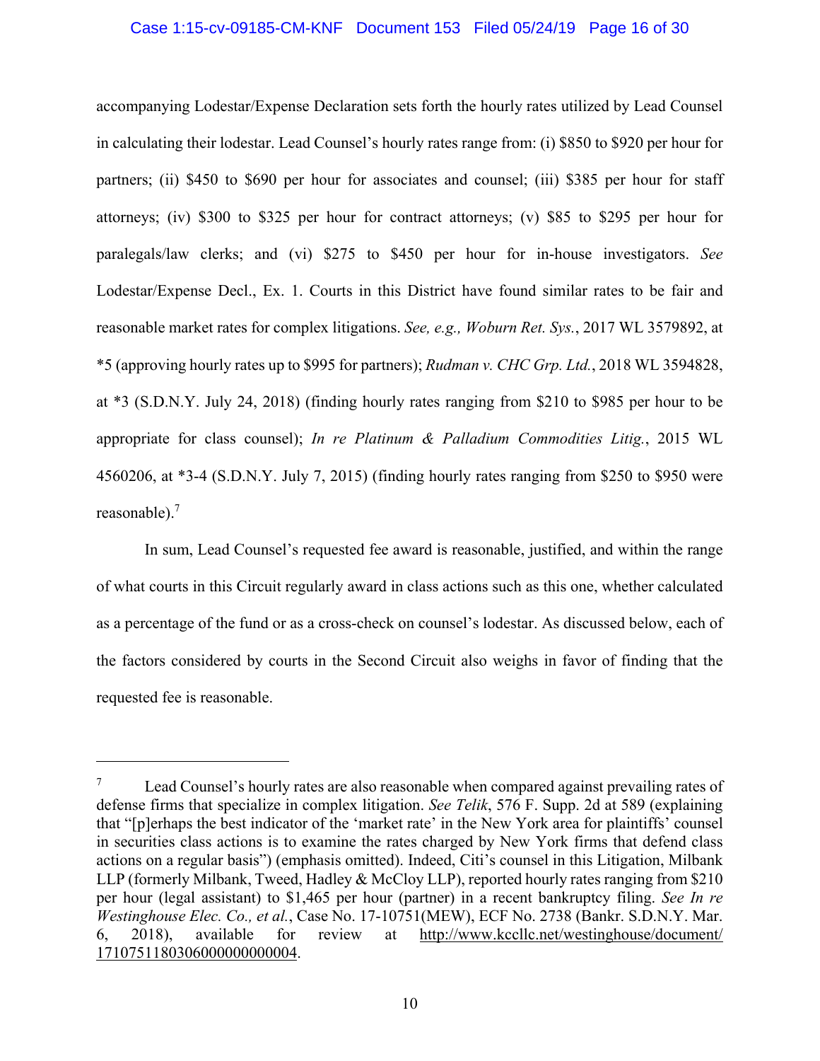accompanying Lodestar/Expense Declaration sets forth the hourly rates utilized by Lead Counsel in calculating their lodestar. Lead Counsel's hourly rates range from: (i) $850 to $920 per hour for partners; (ii) $450 to $690 per hour for associates and counsel; (iii) $385 per hour for staff attorneys; (iv) $300 to $325 per hour for contract attorneys; (v) $85 to $295 per hour for paralegals/law clerks; and (vi) $275 to $450 per hour for in-house investigators. *See* Lodestar/Expense Decl., Ex. 1. Courts in this District have found similar rates to be fair and reasonable market rates for complex litigations. *See, e.g., Woburn Ret. Sys.*, 2017 WL 3579892, at *5 (approving hourly rates up to $995 for partners); *Rudman v. CHC Grp. Ltd.*, 2018 WL 3594828, at *3 (S.D.N.Y. July 24, 2018) (finding hourly rates ranging from $210 to $985 per hour to be appropriate for class counsel); *In re Platinum & Palladium Commodities Litig.*, 2015 WL 4560206, at *3-4 (S.D.N.Y. July 7, 2015) (finding hourly rates ranging from $250 to $950 were reasonable).[7]

In sum, Lead Counsel's requested fee award is reasonable, justified, and within the range of what courts in this Circuit regularly award in class actions such as this one, whether calculated as a percentage of the fund or as a cross-check on counsel's lodestar. As discussed below, each of the factors considered by courts in the Second Circuit also weighs in favor of finding that the requested fee is reasonable.

---

[7] Lead Counsel's hourly rates are also reasonable when compared against prevailing rates of defense firms that specialize in complex litigation. *See Telik*, 576 F. Supp. 2d at 589 (explaining that "[p]erhaps the best indicator of the 'market rate' in the New York area for plaintiffs' counsel in securities class actions is to examine the rates charged by New York firms that defend class actions on a regular basis") (emphasis omitted). Indeed, Citi's counsel in this Litigation, Milbank LLP (formerly Milbank, Tweed, Hadley & McCloy LLP), reported hourly rates ranging from $210 per hour (legal assistant) to $1,465 per hour (partner) in a recent bankruptcy filing. *See In re Westinghouse Elec. Co., et al.*, Case No. 17-10751(MEW), ECF No. 2738 (Bankr. S.D.N.Y. Mar. 6, 2018), available for review at http://www.kccllc.net/westinghouse/document/1710751180306000000000004.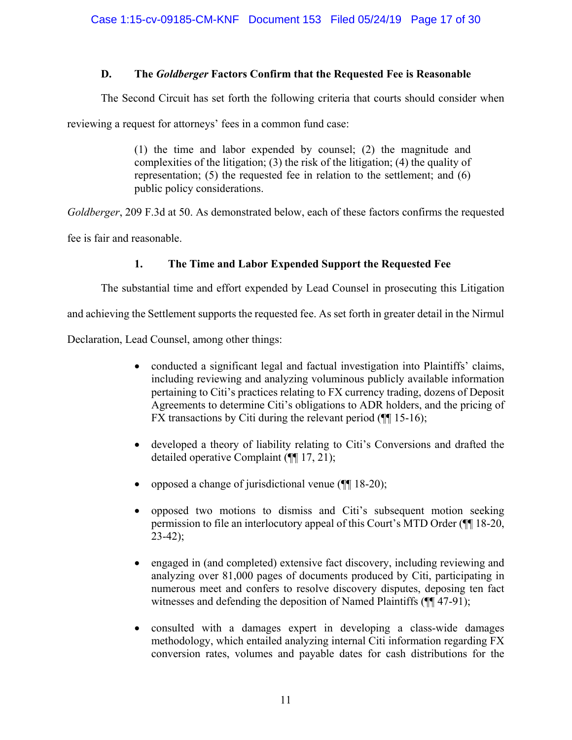### D. The *Goldberger* Factors Confirm that the Requested Fee is Reasonable

The Second Circuit has set forth the following criteria that courts should consider when reviewing a request for attorneys' fees in a common fund case:

> (1) the time and labor expended by counsel; (2) the magnitude and complexities of the litigation; (3) the risk of the litigation; (4) the quality of representation; (5) the requested fee in relation to the settlement; and (6) public policy considerations.

*Goldberger*, 209 F.3d at 50. As demonstrated below, each of these factors confirms the requested fee is fair and reasonable.

#### 1. The Time and Labor Expended Support the Requested Fee

The substantial time and effort expended by Lead Counsel in prosecuting this Litigation and achieving the Settlement supports the requested fee. As set forth in greater detail in the Nirmul Declaration, Lead Counsel, among other things:

- conducted a significant legal and factual investigation into Plaintiffs' claims, including reviewing and analyzing voluminous publicly available information pertaining to Citi's practices relating to FX currency trading, dozens of Deposit Agreements to determine Citi's obligations to ADR holders, and the pricing of FX transactions by Citi during the relevant period (¶¶ 15-16);

- developed a theory of liability relating to Citi's Conversions and drafted the detailed operative Complaint (¶¶ 17, 21);

- opposed a change of jurisdictional venue (¶¶ 18-20);

- opposed two motions to dismiss and Citi's subsequent motion seeking permission to file an interlocutory appeal of this Court's MTD Order (¶¶ 18-20, 23-42);

- engaged in (and completed) extensive fact discovery, including reviewing and analyzing over 81,000 pages of documents produced by Citi, participating in numerous meet and confers to resolve discovery disputes, deposing ten fact witnesses and defending the deposition of Named Plaintiffs (¶¶ 47-91);

- consulted with a damages expert in developing a class-wide damages methodology, which entailed analyzing internal Citi information regarding FX conversion rates, volumes and payable dates for cash distributions for the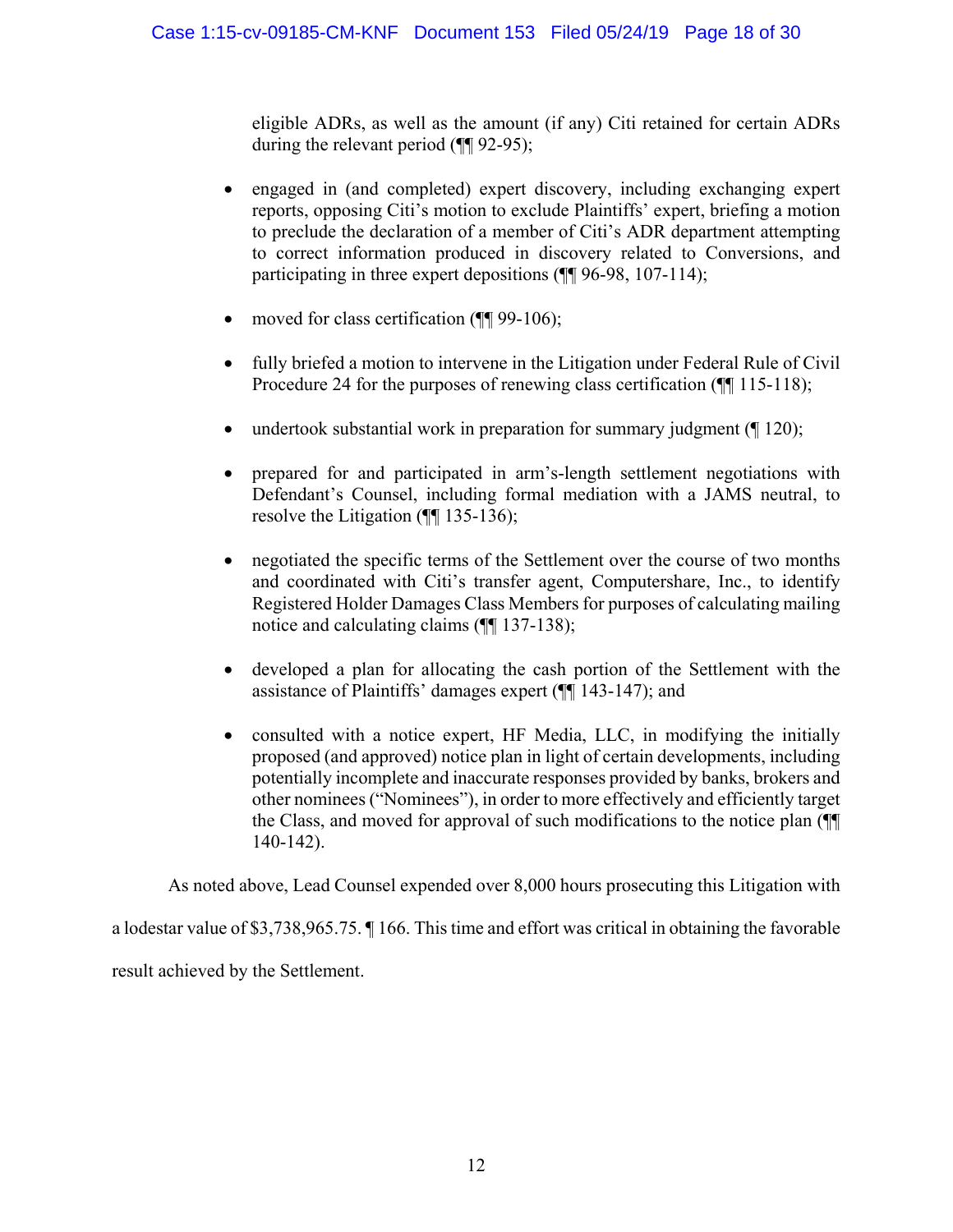eligible ADRs, as well as the amount (if any) Citi retained for certain ADRs during the relevant period (¶¶ 92-95);

- engaged in (and completed) expert discovery, including exchanging expert reports, opposing Citi's motion to exclude Plaintiffs' expert, briefing a motion to preclude the declaration of a member of Citi's ADR department attempting to correct information produced in discovery related to Conversions, and participating in three expert depositions (¶¶ 96-98, 107-114);

- moved for class certification (¶¶ 99-106);

- fully briefed a motion to intervene in the Litigation under Federal Rule of Civil Procedure 24 for the purposes of renewing class certification (¶¶ 115-118);

- undertook substantial work in preparation for summary judgment (¶ 120);

- prepared for and participated in arm's-length settlement negotiations with Defendant's Counsel, including formal mediation with a JAMS neutral, to resolve the Litigation (¶¶ 135-136);

- negotiated the specific terms of the Settlement over the course of two months and coordinated with Citi's transfer agent, Computershare, Inc., to identify Registered Holder Damages Class Members for purposes of calculating mailing notice and calculating claims (¶¶ 137-138);

- developed a plan for allocating the cash portion of the Settlement with the assistance of Plaintiffs' damages expert (¶¶ 143-147); and

- consulted with a notice expert, HF Media, LLC, in modifying the initially proposed (and approved) notice plan in light of certain developments, including potentially incomplete and inaccurate responses provided by banks, brokers and other nominees ("Nominees"), in order to more effectively and efficiently target the Class, and moved for approval of such modifications to the notice plan (¶¶ 140-142).

As noted above, Lead Counsel expended over 8,000 hours prosecuting this Litigation with a lodestar value of $3,738,965.75. ¶ 166. This time and effort was critical in obtaining the favorable result achieved by the Settlement.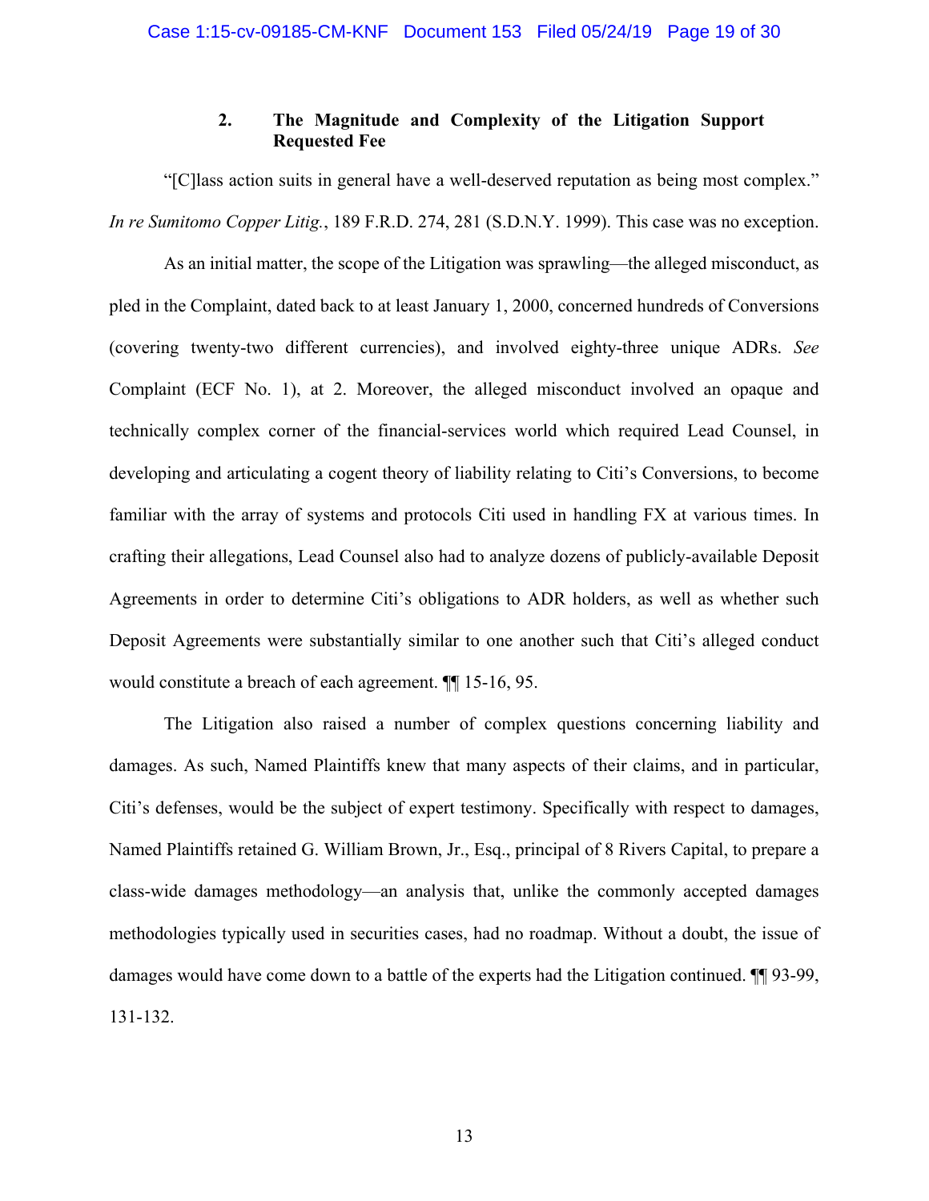### 2. The Magnitude and Complexity of the Litigation Support Requested Fee

"[C]lass action suits in general have a well-deserved reputation as being most complex." *In re Sumitomo Copper Litig.*, 189 F.R.D. 274, 281 (S.D.N.Y. 1999). This case was no exception.

As an initial matter, the scope of the Litigation was sprawling—the alleged misconduct, as pled in the Complaint, dated back to at least January 1, 2000, concerned hundreds of Conversions (covering twenty-two different currencies), and involved eighty-three unique ADRs. *See* Complaint (ECF No. 1), at 2. Moreover, the alleged misconduct involved an opaque and technically complex corner of the financial-services world which required Lead Counsel, in developing and articulating a cogent theory of liability relating to Citi's Conversions, to become familiar with the array of systems and protocols Citi used in handling FX at various times. In crafting their allegations, Lead Counsel also had to analyze dozens of publicly-available Deposit Agreements in order to determine Citi's obligations to ADR holders, as well as whether such Deposit Agreements were substantially similar to one another such that Citi's alleged conduct would constitute a breach of each agreement. ¶¶ 15-16, 95.

The Litigation also raised a number of complex questions concerning liability and damages. As such, Named Plaintiffs knew that many aspects of their claims, and in particular, Citi's defenses, would be the subject of expert testimony. Specifically with respect to damages, Named Plaintiffs retained G. William Brown, Jr., Esq., principal of 8 Rivers Capital, to prepare a class-wide damages methodology—an analysis that, unlike the commonly accepted damages methodologies typically used in securities cases, had no roadmap. Without a doubt, the issue of damages would have come down to a battle of the experts had the Litigation continued. ¶¶ 93-99, 131-132.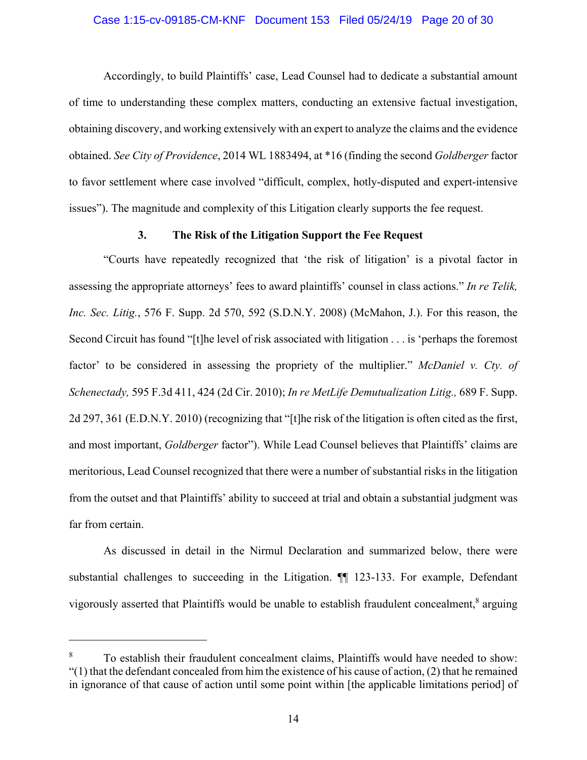Accordingly, to build Plaintiffs' case, Lead Counsel had to dedicate a substantial amount of time to understanding these complex matters, conducting an extensive factual investigation, obtaining discovery, and working extensively with an expert to analyze the claims and the evidence obtained. *See City of Providence*, 2014 WL 1883494, at *16 (finding the second *Goldberger* factor to favor settlement where case involved "difficult, complex, hotly-disputed and expert-intensive issues"). The magnitude and complexity of this Litigation clearly supports the fee request.

### 3. The Risk of the Litigation Support the Fee Request

"Courts have repeatedly recognized that 'the risk of litigation' is a pivotal factor in assessing the appropriate attorneys' fees to award plaintiffs' counsel in class actions." *In re Telik, Inc. Sec. Litig.*, 576 F. Supp. 2d 570, 592 (S.D.N.Y. 2008) (McMahon, J.). For this reason, the Second Circuit has found "[t]he level of risk associated with litigation . . . is 'perhaps the foremost factor' to be considered in assessing the propriety of the multiplier." *McDaniel v. Cty. of Schenectady,* 595 F.3d 411, 424 (2d Cir. 2010); *In re MetLife Demutualization Litig.,* 689 F. Supp. 2d 297, 361 (E.D.N.Y. 2010) (recognizing that "[t]he risk of the litigation is often cited as the first, and most important, *Goldberger* factor"). While Lead Counsel believes that Plaintiffs' claims are meritorious, Lead Counsel recognized that there were a number of substantial risks in the litigation from the outset and that Plaintiffs' ability to succeed at trial and obtain a substantial judgment was far from certain.

As discussed in detail in the Nirmul Declaration and summarized below, there were substantial challenges to succeeding in the Litigation. ¶¶ 123-133. For example, Defendant vigorously asserted that Plaintiffs would be unable to establish fraudulent concealment,[8] arguing

---

[8] To establish their fraudulent concealment claims, Plaintiffs would have needed to show: "(1) that the defendant concealed from him the existence of his cause of action, (2) that he remained in ignorance of that cause of action until some point within [the applicable limitations period] of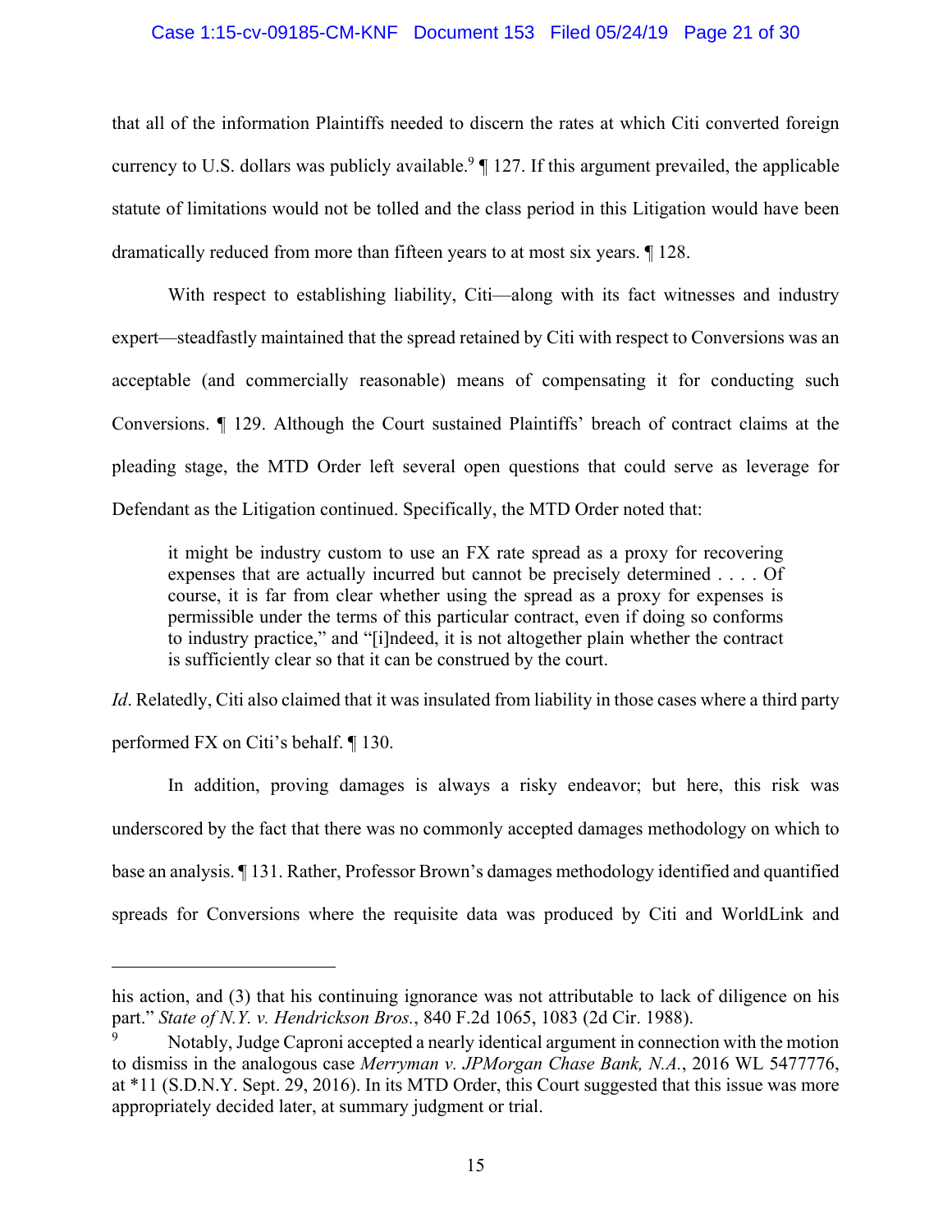that all of the information Plaintiffs needed to discern the rates at which Citi converted foreign currency to U.S. dollars was publicly available.[9] ¶ 127. If this argument prevailed, the applicable statute of limitations would not be tolled and the class period in this Litigation would have been dramatically reduced from more than fifteen years to at most six years. ¶ 128.

With respect to establishing liability, Citi—along with its fact witnesses and industry expert—steadfastly maintained that the spread retained by Citi with respect to Conversions was an acceptable (and commercially reasonable) means of compensating it for conducting such Conversions. ¶ 129. Although the Court sustained Plaintiffs' breach of contract claims at the pleading stage, the MTD Order left several open questions that could serve as leverage for Defendant as the Litigation continued. Specifically, the MTD Order noted that:

> it might be industry custom to use an FX rate spread as a proxy for recovering expenses that are actually incurred but cannot be precisely determined . . . . Of course, it is far from clear whether using the spread as a proxy for expenses is permissible under the terms of this particular contract, even if doing so conforms to industry practice," and "[i]ndeed, it is not altogether plain whether the contract is sufficiently clear so that it can be construed by the court.

*Id*. Relatedly, Citi also claimed that it was insulated from liability in those cases where a third party performed FX on Citi's behalf. ¶ 130.

In addition, proving damages is always a risky endeavor; but here, this risk was underscored by the fact that there was no commonly accepted damages methodology on which to base an analysis. ¶ 131. Rather, Professor Brown's damages methodology identified and quantified spreads for Conversions where the requisite data was produced by Citi and WorldLink and

---

his action, and (3) that his continuing ignorance was not attributable to lack of diligence on his part." *State of N.Y. v. Hendrickson Bros.*, 840 F.2d 1065, 1083 (2d Cir. 1988).

[9] Notably, Judge Caproni accepted a nearly identical argument in connection with the motion to dismiss in the analogous case *Merryman v. JPMorgan Chase Bank, N.A.*, 2016 WL 5477776, at *11 (S.D.N.Y. Sept. 29, 2016). In its MTD Order, this Court suggested that this issue was more appropriately decided later, at summary judgment or trial.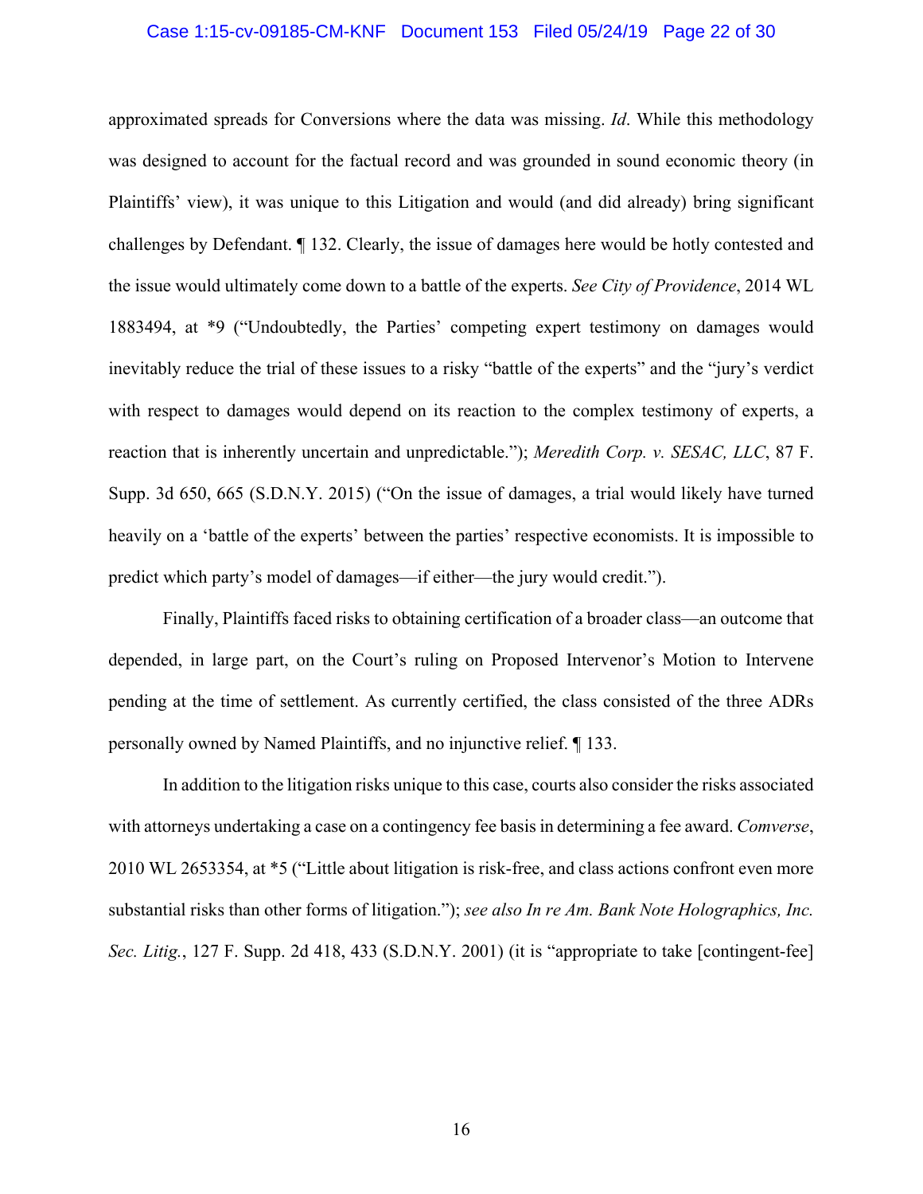approximated spreads for Conversions where the data was missing. *Id*. While this methodology was designed to account for the factual record and was grounded in sound economic theory (in Plaintiffs' view), it was unique to this Litigation and would (and did already) bring significant challenges by Defendant. ¶ 132. Clearly, the issue of damages here would be hotly contested and the issue would ultimately come down to a battle of the experts. *See City of Providence*, 2014 WL 1883494, at *9 ("Undoubtedly, the Parties' competing expert testimony on damages would inevitably reduce the trial of these issues to a risky "battle of the experts" and the "jury's verdict with respect to damages would depend on its reaction to the complex testimony of experts, a reaction that is inherently uncertain and unpredictable."); *Meredith Corp. v. SESAC, LLC*, 87 F. Supp. 3d 650, 665 (S.D.N.Y. 2015) ("On the issue of damages, a trial would likely have turned heavily on a 'battle of the experts' between the parties' respective economists. It is impossible to predict which party's model of damages—if either—the jury would credit.").

Finally, Plaintiffs faced risks to obtaining certification of a broader class—an outcome that depended, in large part, on the Court's ruling on Proposed Intervenor's Motion to Intervene pending at the time of settlement. As currently certified, the class consisted of the three ADRs personally owned by Named Plaintiffs, and no injunctive relief. ¶ 133.

In addition to the litigation risks unique to this case, courts also consider the risks associated with attorneys undertaking a case on a contingency fee basis in determining a fee award. *Comverse*, 2010 WL 2653354, at *5 ("Little about litigation is risk-free, and class actions confront even more substantial risks than other forms of litigation."); *see also In re Am. Bank Note Holographics, Inc. Sec. Litig.*, 127 F. Supp. 2d 418, 433 (S.D.N.Y. 2001) (it is "appropriate to take [contingent-fee]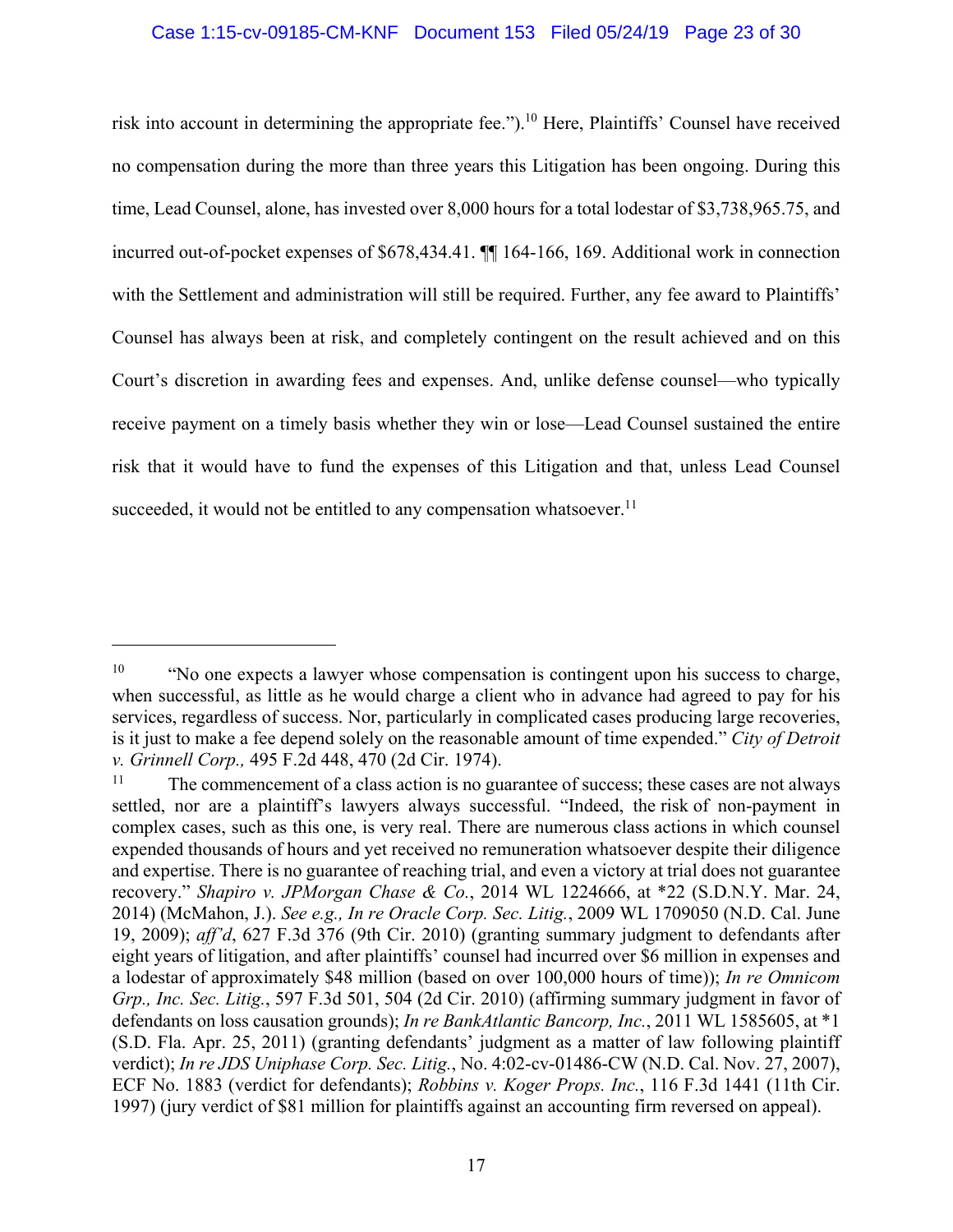risk into account in determining the appropriate fee.").[10] Here, Plaintiffs' Counsel have received no compensation during the more than three years this Litigation has been ongoing. During this time, Lead Counsel, alone, has invested over 8,000 hours for a total lodestar of $3,738,965.75, and incurred out-of-pocket expenses of $678,434.41. ¶¶ 164-166, 169. Additional work in connection with the Settlement and administration will still be required. Further, any fee award to Plaintiffs' Counsel has always been at risk, and completely contingent on the result achieved and on this Court's discretion in awarding fees and expenses. And, unlike defense counsel—who typically receive payment on a timely basis whether they win or lose—Lead Counsel sustained the entire risk that it would have to fund the expenses of this Litigation and that, unless Lead Counsel succeeded, it would not be entitled to any compensation whatsoever.[11]

---

[10] "No one expects a lawyer whose compensation is contingent upon his success to charge, when successful, as little as he would charge a client who in advance had agreed to pay for his services, regardless of success. Nor, particularly in complicated cases producing large recoveries, is it just to make a fee depend solely on the reasonable amount of time expended." *City of Detroit v. Grinnell Corp.,* 495 F.2d 448, 470 (2d Cir. 1974).

[11] The commencement of a class action is no guarantee of success; these cases are not always settled, nor are a plaintiff's lawyers always successful. "Indeed, the risk of non-payment in complex cases, such as this one, is very real. There are numerous class actions in which counsel expended thousands of hours and yet received no remuneration whatsoever despite their diligence and expertise. There is no guarantee of reaching trial, and even a victory at trial does not guarantee recovery." *Shapiro v. JPMorgan Chase & Co.*, 2014 WL 1224666, at *22 (S.D.N.Y. Mar. 24, 2014) (McMahon, J.). *See e.g., In re Oracle Corp. Sec. Litig.*, 2009 WL 1709050 (N.D. Cal. June 19, 2009); *aff'd*, 627 F.3d 376 (9th Cir. 2010) (granting summary judgment to defendants after eight years of litigation, and after plaintiffs' counsel had incurred over $6 million in expenses and a lodestar of approximately $48 million (based on over 100,000 hours of time)); *In re Omnicom Grp., Inc. Sec. Litig.*, 597 F.3d 501, 504 (2d Cir. 2010) (affirming summary judgment in favor of defendants on loss causation grounds); *In re BankAtlantic Bancorp, Inc.*, 2011 WL 1585605, at *1 (S.D. Fla. Apr. 25, 2011) (granting defendants' judgment as a matter of law following plaintiff verdict); *In re JDS Uniphase Corp. Sec. Litig.*, No. 4:02-cv-01486-CW (N.D. Cal. Nov. 27, 2007), ECF No. 1883 (verdict for defendants); *Robbins v. Koger Props. Inc.*, 116 F.3d 1441 (11th Cir. 1997) (jury verdict of $81 million for plaintiffs against an accounting firm reversed on appeal).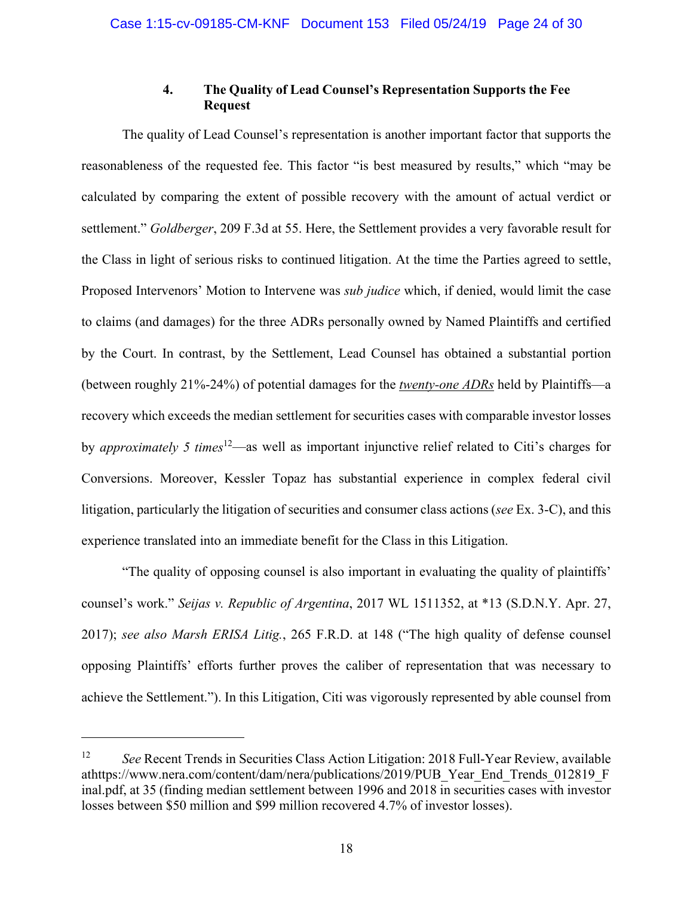#### 4. **The Quality of Lead Counsel's Representation Supports the Fee Request**

The quality of Lead Counsel's representation is another important factor that supports the reasonableness of the requested fee. This factor "is best measured by results," which "may be calculated by comparing the extent of possible recovery with the amount of actual verdict or settlement." *Goldberger*, 209 F.3d at 55. Here, the Settlement provides a very favorable result for the Class in light of serious risks to continued litigation. At the time the Parties agreed to settle, Proposed Intervenors' Motion to Intervene was *sub judice* which, if denied, would limit the case to claims (and damages) for the three ADRs personally owned by Named Plaintiffs and certified by the Court. In contrast, by the Settlement, Lead Counsel has obtained a substantial portion (between roughly 21%-24%) of potential damages for the ***twenty-one ADRs*** held by Plaintiffs—a recovery which exceeds the median settlement for securities cases with comparable investor losses by *approximately 5 times*[12]—as well as important injunctive relief related to Citi's charges for Conversions. Moreover, Kessler Topaz has substantial experience in complex federal civil litigation, particularly the litigation of securities and consumer class actions (*see* Ex. 3-C), and this experience translated into an immediate benefit for the Class in this Litigation.

"The quality of opposing counsel is also important in evaluating the quality of plaintiffs' counsel's work." *Seijas v. Republic of Argentina*, 2017 WL 1511352, at *13 (S.D.N.Y. Apr. 27, 2017); *see also Marsh ERISA Litig.*, 265 F.R.D. at 148 ("The high quality of defense counsel opposing Plaintiffs' efforts further proves the caliber of representation that was necessary to achieve the Settlement."). In this Litigation, Citi was vigorously represented by able counsel from

---

[12] *See* Recent Trends in Securities Class Action Litigation: 2018 Full-Year Review, available athttps://www.nera.com/content/dam/nera/publications/2019/PUB_Year_End_Trends_012819_Final.pdf, at 35 (finding median settlement between 1996 and 2018 in securities cases with investor losses between $50 million and $99 million recovered 4.7% of investor losses).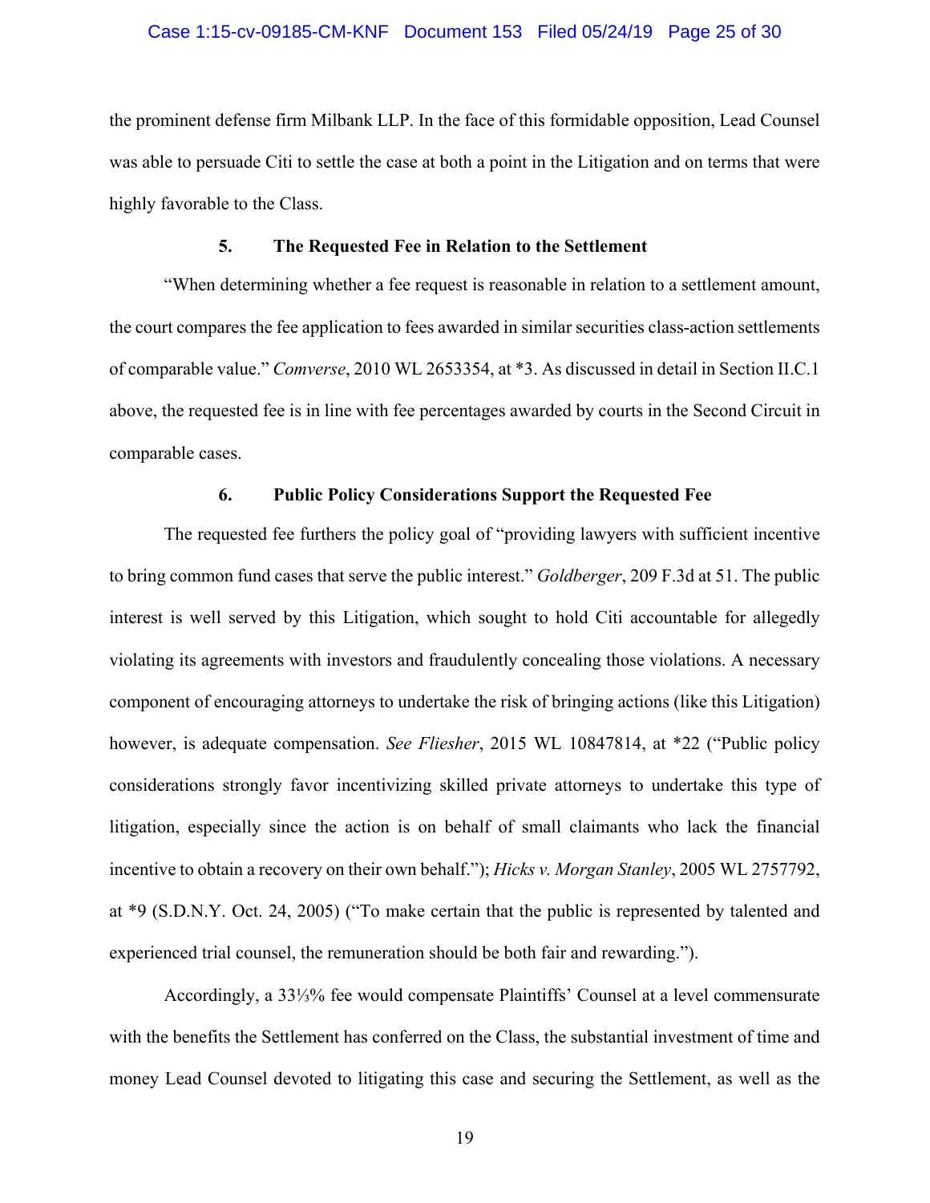the prominent defense firm Milbank LLP. In the face of this formidable opposition, Lead Counsel was able to persuade Citi to settle the case at both a point in the Litigation and on terms that were highly favorable to the Class.

### 5. The Requested Fee in Relation to the Settlement

"When determining whether a fee request is reasonable in relation to a settlement amount, the court compares the fee application to fees awarded in similar securities class-action settlements of comparable value." *Comverse*, 2010 WL 2653354, at *3. As discussed in detail in Section II.C.1 above, the requested fee is in line with fee percentages awarded by courts in the Second Circuit in comparable cases.

### 6. Public Policy Considerations Support the Requested Fee

The requested fee furthers the policy goal of "providing lawyers with sufficient incentive to bring common fund cases that serve the public interest." *Goldberger*, 209 F.3d at 51. The public interest is well served by this Litigation, which sought to hold Citi accountable for allegedly violating its agreements with investors and fraudulently concealing those violations. A necessary component of encouraging attorneys to undertake the risk of bringing actions (like this Litigation) however, is adequate compensation. *See Fliesher*, 2015 WL 10847814, at *22 ("Public policy considerations strongly favor incentivizing skilled private attorneys to undertake this type of litigation, especially since the action is on behalf of small claimants who lack the financial incentive to obtain a recovery on their own behalf."); *Hicks v. Morgan Stanley*, 2005 WL 2757792, at *9 (S.D.N.Y. Oct. 24, 2005) ("To make certain that the public is represented by talented and experienced trial counsel, the remuneration should be both fair and rewarding.").

Accordingly, a 33⅓% fee would compensate Plaintiffs' Counsel at a level commensurate with the benefits the Settlement has conferred on the Class, the substantial investment of time and money Lead Counsel devoted to litigating this case and securing the Settlement, as well as the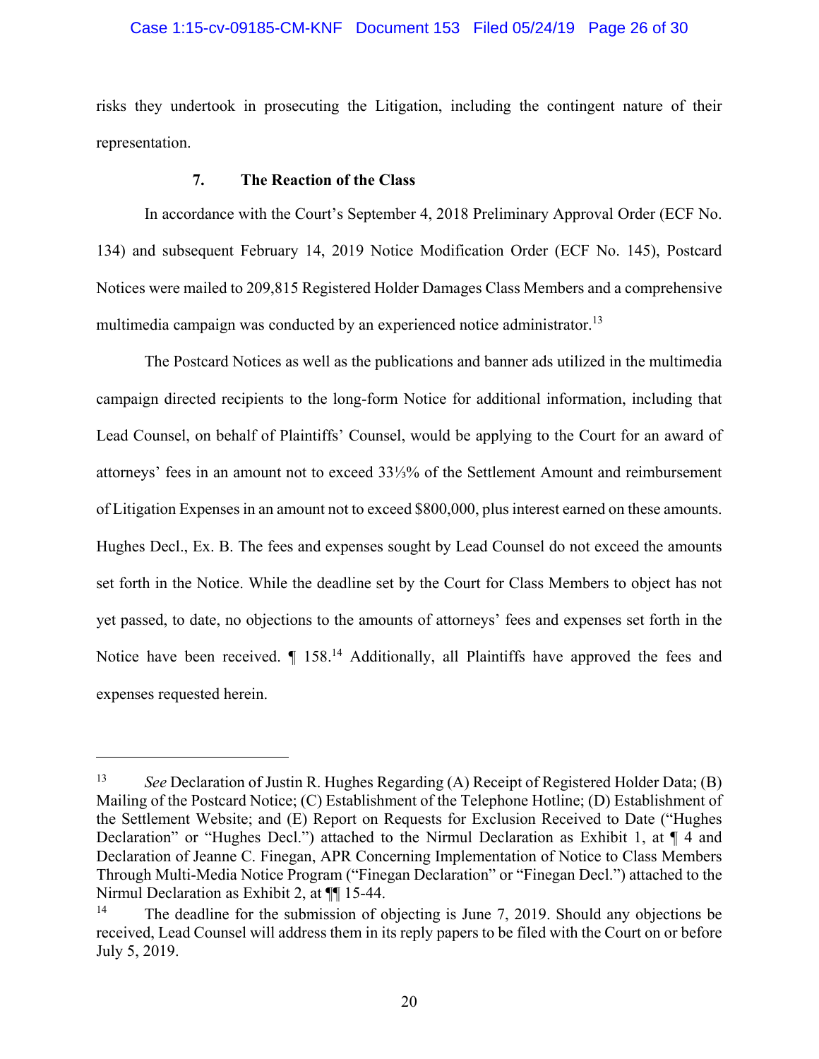risks they undertook in prosecuting the Litigation, including the contingent nature of their representation.

### 7. The Reaction of the Class

In accordance with the Court's September 4, 2018 Preliminary Approval Order (ECF No. 134) and subsequent February 14, 2019 Notice Modification Order (ECF No. 145), Postcard Notices were mailed to 209,815 Registered Holder Damages Class Members and a comprehensive multimedia campaign was conducted by an experienced notice administrator.[13]

The Postcard Notices as well as the publications and banner ads utilized in the multimedia campaign directed recipients to the long-form Notice for additional information, including that Lead Counsel, on behalf of Plaintiffs' Counsel, would be applying to the Court for an award of attorneys' fees in an amount not to exceed 33⅓% of the Settlement Amount and reimbursement of Litigation Expenses in an amount not to exceed $800,000, plus interest earned on these amounts. Hughes Decl., Ex. B. The fees and expenses sought by Lead Counsel do not exceed the amounts set forth in the Notice. While the deadline set by the Court for Class Members to object has not yet passed, to date, no objections to the amounts of attorneys' fees and expenses set forth in the Notice have been received. ¶ 158.[14] Additionally, all Plaintiffs have approved the fees and expenses requested herein.

---

[13] *See* Declaration of Justin R. Hughes Regarding (A) Receipt of Registered Holder Data; (B) Mailing of the Postcard Notice; (C) Establishment of the Telephone Hotline; (D) Establishment of the Settlement Website; and (E) Report on Requests for Exclusion Received to Date ("Hughes Declaration" or "Hughes Decl.") attached to the Nirmul Declaration as Exhibit 1, at ¶ 4 and Declaration of Jeanne C. Finegan, APR Concerning Implementation of Notice to Class Members Through Multi-Media Notice Program ("Finegan Declaration" or "Finegan Decl.") attached to the Nirmul Declaration as Exhibit 2, at ¶¶ 15-44.

[14] The deadline for the submission of objecting is June 7, 2019. Should any objections be received, Lead Counsel will address them in its reply papers to be filed with the Court on or before July 5, 2019.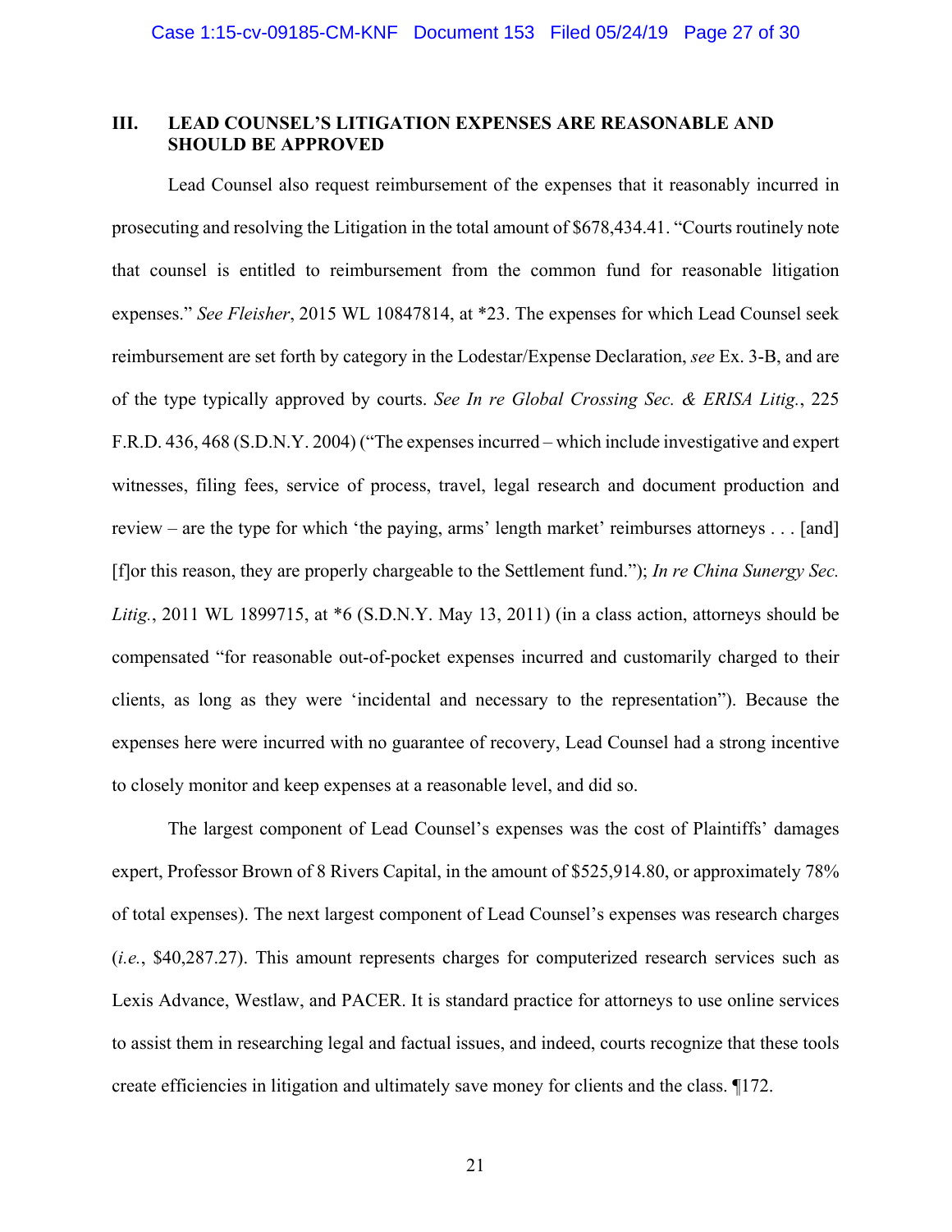## III. LEAD COUNSEL'S LITIGATION EXPENSES ARE REASONABLE AND SHOULD BE APPROVED

Lead Counsel also request reimbursement of the expenses that it reasonably incurred in prosecuting and resolving the Litigation in the total amount of $678,434.41. "Courts routinely note that counsel is entitled to reimbursement from the common fund for reasonable litigation expenses." *See Fleisher*, 2015 WL 10847814, at *23. The expenses for which Lead Counsel seek reimbursement are set forth by category in the Lodestar/Expense Declaration, *see* Ex. 3-B, and are of the type typically approved by courts. *See In re Global Crossing Sec. & ERISA Litig.*, 225 F.R.D. 436, 468 (S.D.N.Y. 2004) ("The expenses incurred – which include investigative and expert witnesses, filing fees, service of process, travel, legal research and document production and review – are the type for which 'the paying, arms' length market' reimburses attorneys . . . [and] [f]or this reason, they are properly chargeable to the Settlement fund."); *In re China Sunergy Sec. Litig.*, 2011 WL 1899715, at *6 (S.D.N.Y. May 13, 2011) (in a class action, attorneys should be compensated "for reasonable out-of-pocket expenses incurred and customarily charged to their clients, as long as they were 'incidental and necessary to the representation"). Because the expenses here were incurred with no guarantee of recovery, Lead Counsel had a strong incentive to closely monitor and keep expenses at a reasonable level, and did so.

The largest component of Lead Counsel's expenses was the cost of Plaintiffs' damages expert, Professor Brown of 8 Rivers Capital, in the amount of $525,914.80, or approximately 78% of total expenses). The next largest component of Lead Counsel's expenses was research charges (*i.e.*, $40,287.27). This amount represents charges for computerized research services such as Lexis Advance, Westlaw, and PACER. It is standard practice for attorneys to use online services to assist them in researching legal and factual issues, and indeed, courts recognize that these tools create efficiencies in litigation and ultimately save money for clients and the class. ¶172.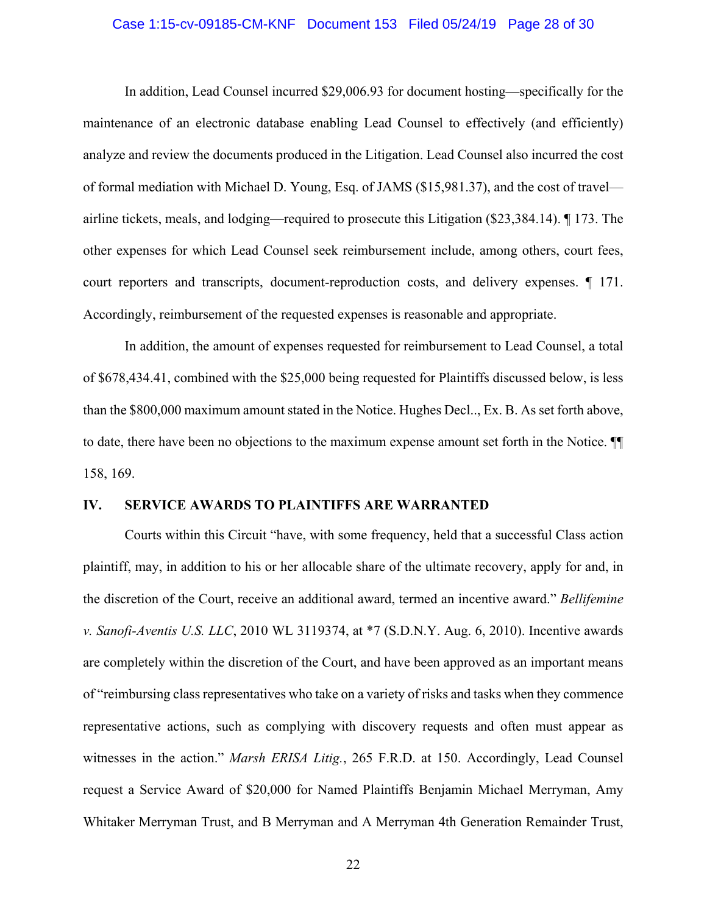In addition, Lead Counsel incurred $29,006.93 for document hosting—specifically for the maintenance of an electronic database enabling Lead Counsel to effectively (and efficiently) analyze and review the documents produced in the Litigation. Lead Counsel also incurred the cost of formal mediation with Michael D. Young, Esq. of JAMS ($15,981.37), and the cost of travel—airline tickets, meals, and lodging—required to prosecute this Litigation ($23,384.14). ¶ 173. The other expenses for which Lead Counsel seek reimbursement include, among others, court fees, court reporters and transcripts, document-reproduction costs, and delivery expenses. ¶ 171. Accordingly, reimbursement of the requested expenses is reasonable and appropriate.

In addition, the amount of expenses requested for reimbursement to Lead Counsel, a total of $678,434.41, combined with the $25,000 being requested for Plaintiffs discussed below, is less than the $800,000 maximum amount stated in the Notice. Hughes Decl.., Ex. B. As set forth above, to date, there have been no objections to the maximum expense amount set forth in the Notice. ¶¶ 158, 169.

## IV. SERVICE AWARDS TO PLAINTIFFS ARE WARRANTED

Courts within this Circuit "have, with some frequency, held that a successful Class action plaintiff, may, in addition to his or her allocable share of the ultimate recovery, apply for and, in the discretion of the Court, receive an additional award, termed an incentive award." *Bellifemine v. Sanofi-Aventis U.S. LLC*, 2010 WL 3119374, at *7 (S.D.N.Y. Aug. 6, 2010). Incentive awards are completely within the discretion of the Court, and have been approved as an important means of "reimbursing class representatives who take on a variety of risks and tasks when they commence representative actions, such as complying with discovery requests and often must appear as witnesses in the action." *Marsh ERISA Litig.*, 265 F.R.D. at 150. Accordingly, Lead Counsel request a Service Award of $20,000 for Named Plaintiffs Benjamin Michael Merryman, Amy Whitaker Merryman Trust, and B Merryman and A Merryman 4th Generation Remainder Trust,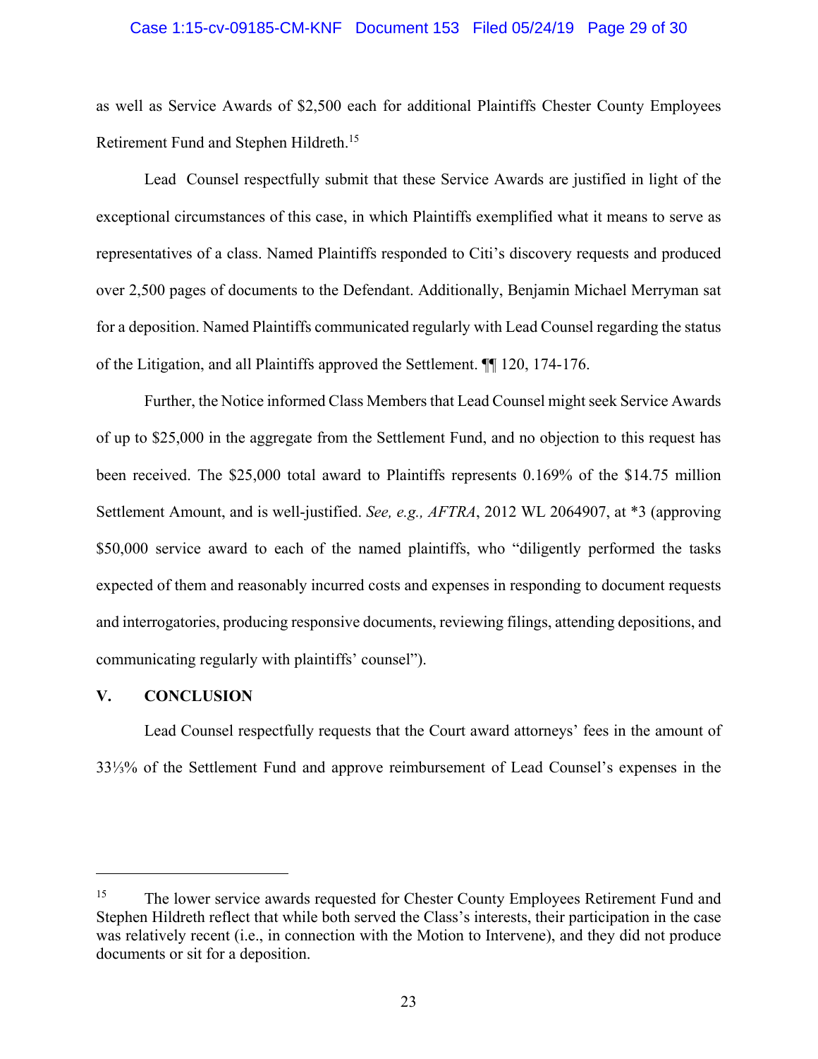as well as Service Awards of $2,500 each for additional Plaintiffs Chester County Employees Retirement Fund and Stephen Hildreth.[15]

Lead Counsel respectfully submit that these Service Awards are justified in light of the exceptional circumstances of this case, in which Plaintiffs exemplified what it means to serve as representatives of a class. Named Plaintiffs responded to Citi's discovery requests and produced over 2,500 pages of documents to the Defendant. Additionally, Benjamin Michael Merryman sat for a deposition. Named Plaintiffs communicated regularly with Lead Counsel regarding the status of the Litigation, and all Plaintiffs approved the Settlement. ¶¶ 120, 174-176.

Further, the Notice informed Class Members that Lead Counsel might seek Service Awards of up to $25,000 in the aggregate from the Settlement Fund, and no objection to this request has been received. The $25,000 total award to Plaintiffs represents 0.169% of the $14.75 million Settlement Amount, and is well-justified. *See, e.g., AFTRA*, 2012 WL 2064907, at *3 (approving $50,000 service award to each of the named plaintiffs, who "diligently performed the tasks expected of them and reasonably incurred costs and expenses in responding to document requests and interrogatories, producing responsive documents, reviewing filings, attending depositions, and communicating regularly with plaintiffs' counsel").

## V. CONCLUSION

Lead Counsel respectfully requests that the Court award attorneys' fees in the amount of 33⅓% of the Settlement Fund and approve reimbursement of Lead Counsel's expenses in the

---

[15] The lower service awards requested for Chester County Employees Retirement Fund and Stephen Hildreth reflect that while both served the Class's interests, their participation in the case was relatively recent (i.e., in connection with the Motion to Intervene), and they did not produce documents or sit for a deposition.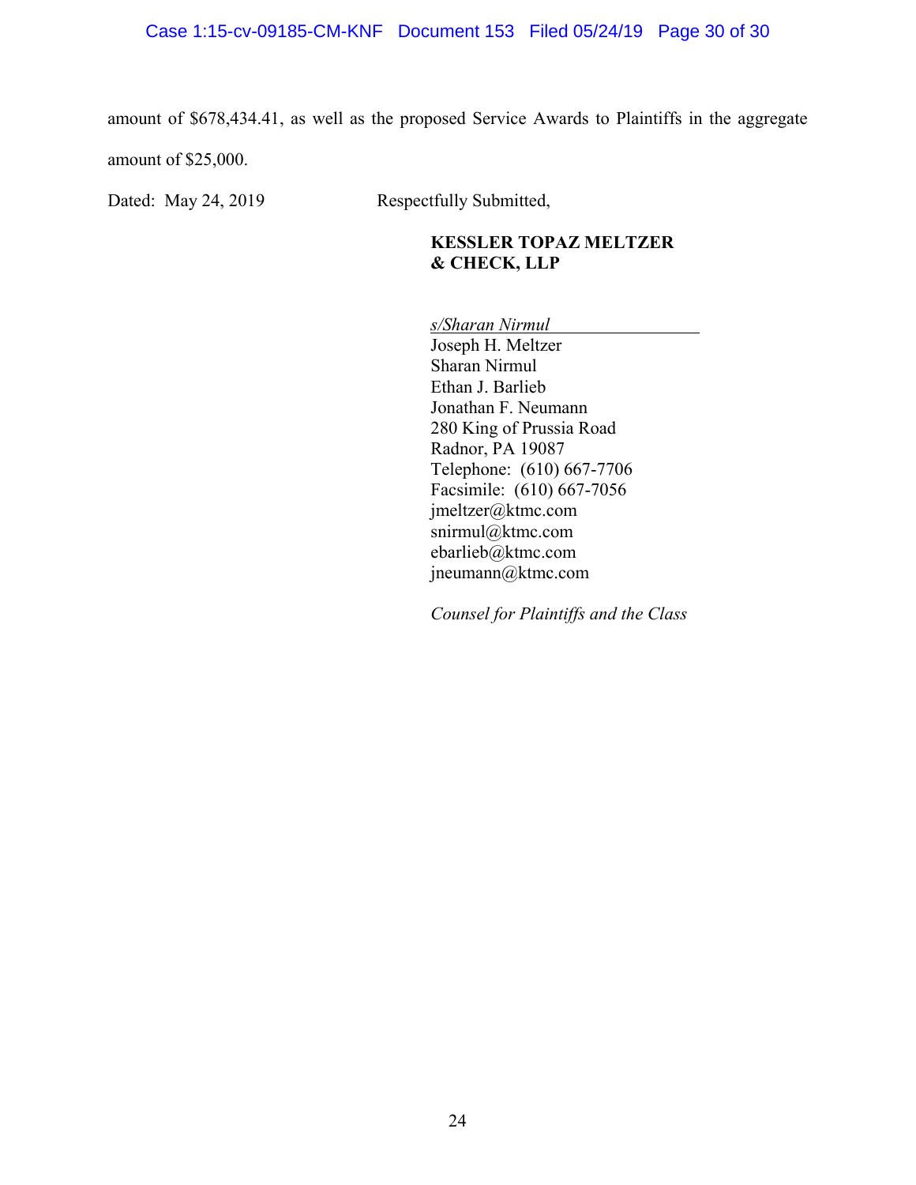amount of $678,434.41, as well as the proposed Service Awards to Plaintiffs in the aggregate amount of $25,000.

Dated: May 24, 2019 Respectfully Submitted,

**KESSLER TOPAZ MELTZER & CHECK, LLP**

*s/Sharan Nirmul*  
Joseph H. Meltzer  
Sharan Nirmul  
Ethan J. Barlieb  
Jonathan F. Neumann  
280 King of Prussia Road  
Radnor, PA 19087  
Telephone: (610) 667-7706  
Facsimile: (610) 667-7056  
jmeltzer@ktmc.com  
snirmul@ktmc.com  
ebarlieb@ktmc.com  
jneumann@ktmc.com

*Counsel for Plaintiffs and the Class*